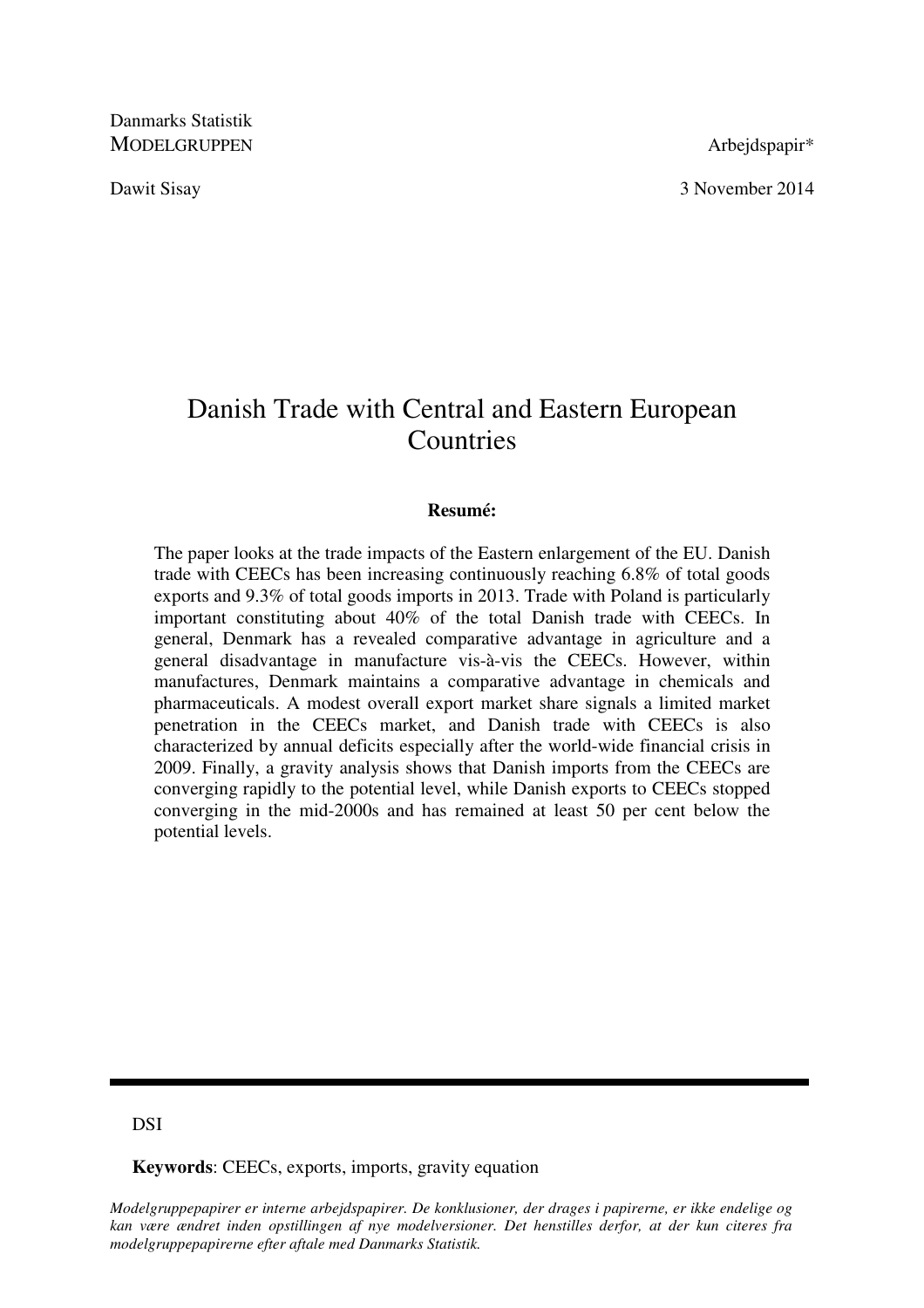Danmarks Statistik
MODELGRUPPEN

Arbejdspapir*

Dawit Sisay

3 November 2014

# Danish Trade with Central and Eastern European Countries

**Resumé:**

The paper looks at the trade impacts of the Eastern enlargement of the EU. Danish trade with CEECs has been increasing continuously reaching 6.8% of total goods exports and 9.3% of total goods imports in 2013. Trade with Poland is particularly important constituting about 40% of the total Danish trade with CEECs. In general, Denmark has a revealed comparative advantage in agriculture and a general disadvantage in manufacture vis-à-vis the CEECs. However, within manufactures, Denmark maintains a comparative advantage in chemicals and pharmaceuticals. A modest overall export market share signals a limited market penetration in the CEECs market, and Danish trade with CEECs is also characterized by annual deficits especially after the world-wide financial crisis in 2009. Finally, a gravity analysis shows that Danish imports from the CEECs are converging rapidly to the potential level, while Danish exports to CEECs stopped converging in the mid-2000s and has remained at least 50 per cent below the potential levels.

DSI

**Keywords**: CEECs, exports, imports, gravity equation

*Modelgruppepapirer er interne arbejdspapirer. De konklusioner, der drages i papirerne, er ikke endelige og kan være ændret inden opstillingen af nye modelversioner. Det henstilles derfor, at der kun citeres fra modelgruppepapirerne efter aftale med Danmarks Statistik.*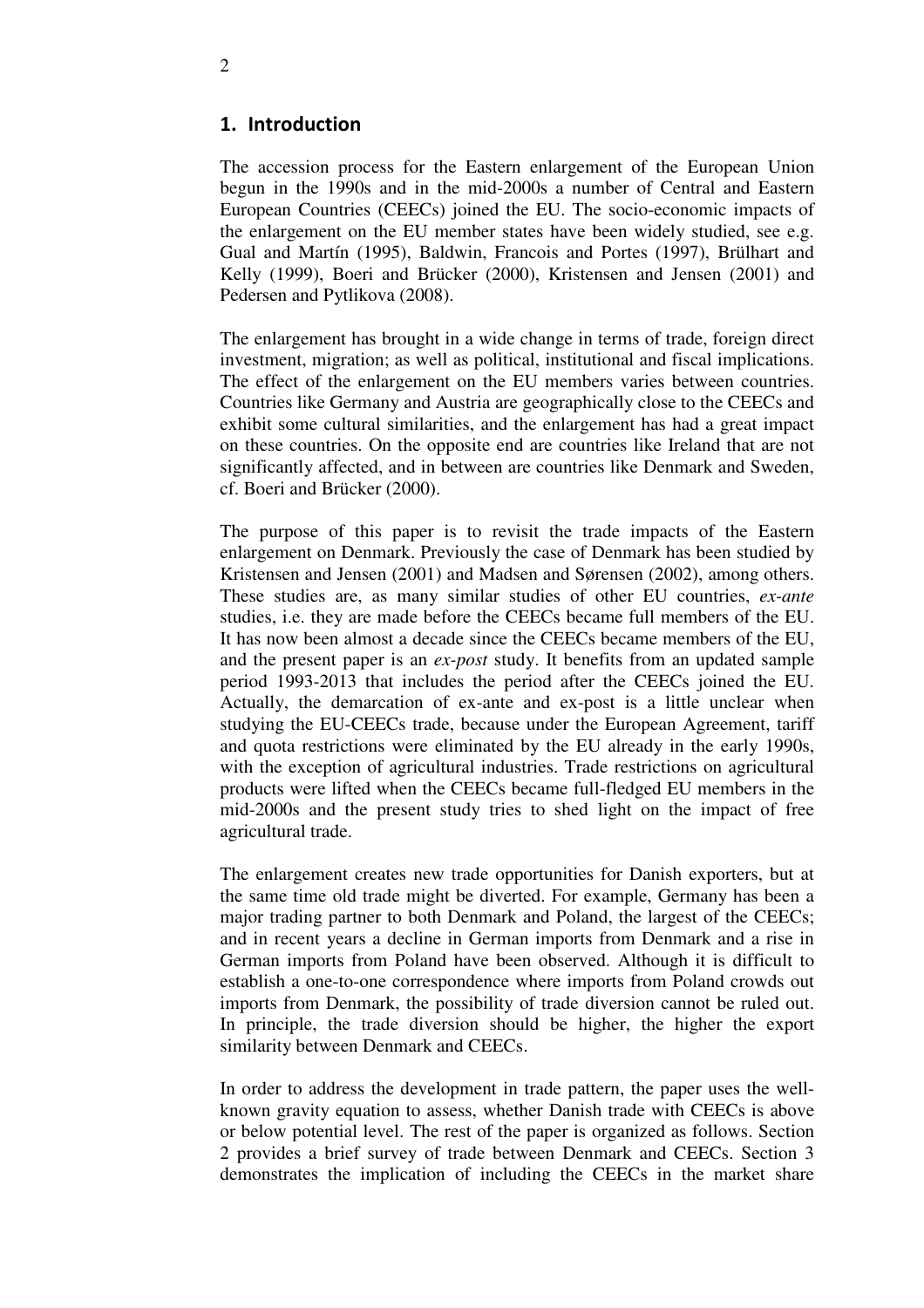## 1. Introduction

The accession process for the Eastern enlargement of the European Union begun in the 1990s and in the mid-2000s a number of Central and Eastern European Countries (CEECs) joined the EU. The socio-economic impacts of the enlargement on the EU member states have been widely studied, see e.g. Gual and Martín (1995), Baldwin, Francois and Portes (1997), Brülhart and Kelly (1999), Boeri and Brücker (2000), Kristensen and Jensen (2001) and Pedersen and Pytlikova (2008).

The enlargement has brought in a wide change in terms of trade, foreign direct investment, migration; as well as political, institutional and fiscal implications. The effect of the enlargement on the EU members varies between countries. Countries like Germany and Austria are geographically close to the CEECs and exhibit some cultural similarities, and the enlargement has had a great impact on these countries. On the opposite end are countries like Ireland that are not significantly affected, and in between are countries like Denmark and Sweden, cf. Boeri and Brücker (2000).

The purpose of this paper is to revisit the trade impacts of the Eastern enlargement on Denmark. Previously the case of Denmark has been studied by Kristensen and Jensen (2001) and Madsen and Sørensen (2002), among others. These studies are, as many similar studies of other EU countries, *ex-ante* studies, i.e. they are made before the CEECs became full members of the EU. It has now been almost a decade since the CEECs became members of the EU, and the present paper is an *ex-post* study. It benefits from an updated sample period 1993-2013 that includes the period after the CEECs joined the EU. Actually, the demarcation of ex-ante and ex-post is a little unclear when studying the EU-CEECs trade, because under the European Agreement, tariff and quota restrictions were eliminated by the EU already in the early 1990s, with the exception of agricultural industries. Trade restrictions on agricultural products were lifted when the CEECs became full-fledged EU members in the mid-2000s and the present study tries to shed light on the impact of free agricultural trade.

The enlargement creates new trade opportunities for Danish exporters, but at the same time old trade might be diverted. For example, Germany has been a major trading partner to both Denmark and Poland, the largest of the CEECs; and in recent years a decline in German imports from Denmark and a rise in German imports from Poland have been observed. Although it is difficult to establish a one-to-one correspondence where imports from Poland crowds out imports from Denmark, the possibility of trade diversion cannot be ruled out. In principle, the trade diversion should be higher, the higher the export similarity between Denmark and CEECs.

In order to address the development in trade pattern, the paper uses the well-known gravity equation to assess, whether Danish trade with CEECs is above or below potential level. The rest of the paper is organized as follows. Section 2 provides a brief survey of trade between Denmark and CEECs. Section 3 demonstrates the implication of including the CEECs in the market share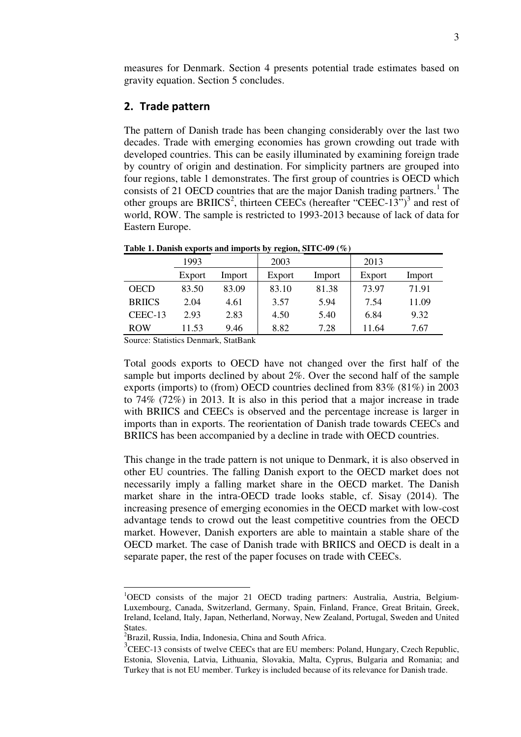measures for Denmark. Section 4 presents potential trade estimates based on gravity equation. Section 5 concludes.

## 2. Trade pattern

The pattern of Danish trade has been changing considerably over the last two decades. Trade with emerging economies has grown crowding out trade with developed countries. This can be easily illuminated by examining foreign trade by country of origin and destination. For simplicity partners are grouped into four regions, table 1 demonstrates. The first group of countries is OECD which consists of 21 OECD countries that are the major Danish trading partners.[1] The other groups are BRIICS[2], thirteen CEECs (hereafter "CEEC-13")[3] and rest of world, ROW. The sample is restricted to 1993-2013 because of lack of data for Eastern Europe.

**Table 1. Danish exports and imports by region, SITC-09 (%)**

| | 1993 | | 2003 | | 2013 | |
|---|---|---|---|---|---|---|
| | Export | Import | Export | Import | Export | Import |
| OECD | 83.50 | 83.09 | 83.10 | 81.38 | 73.97 | 71.91 |
| BRIICS | 2.04 | 4.61 | 3.57 | 5.94 | 7.54 | 11.09 |
| CEEC-13 | 2.93 | 2.83 | 4.50 | 5.40 | 6.84 | 9.32 |
| ROW | 11.53 | 9.46 | 8.82 | 7.28 | 11.64 | 7.67 |

Source: Statistics Denmark, StatBank

Total goods exports to OECD have not changed over the first half of the sample but imports declined by about 2%. Over the second half of the sample exports (imports) to (from) OECD countries declined from 83% (81%) in 2003 to 74% (72%) in 2013. It is also in this period that a major increase in trade with BRIICS and CEECs is observed and the percentage increase is larger in imports than in exports. The reorientation of Danish trade towards CEECs and BRIICS has been accompanied by a decline in trade with OECD countries.

This change in the trade pattern is not unique to Denmark, it is also observed in other EU countries. The falling Danish export to the OECD market does not necessarily imply a falling market share in the OECD market. The Danish market share in the intra-OECD trade looks stable, cf. Sisay (2014). The increasing presence of emerging economies in the OECD market with low-cost advantage tends to crowd out the least competitive countries from the OECD market. However, Danish exporters are able to maintain a stable share of the OECD market. The case of Danish trade with BRIICS and OECD is dealt in a separate paper, the rest of the paper focuses on trade with CEECs.

---

[1]OECD consists of the major 21 OECD trading partners: Australia, Austria, Belgium-Luxembourg, Canada, Switzerland, Germany, Spain, Finland, France, Great Britain, Greek, Ireland, Iceland, Italy, Japan, Netherland, Norway, New Zealand, Portugal, Sweden and United States.

[2]Brazil, Russia, India, Indonesia, China and South Africa.

[3]CEEC-13 consists of twelve CEECs that are EU members: Poland, Hungary, Czech Republic, Estonia, Slovenia, Latvia, Lithuania, Slovakia, Malta, Cyprus, Bulgaria and Romania; and Turkey that is not EU member. Turkey is included because of its relevance for Danish trade.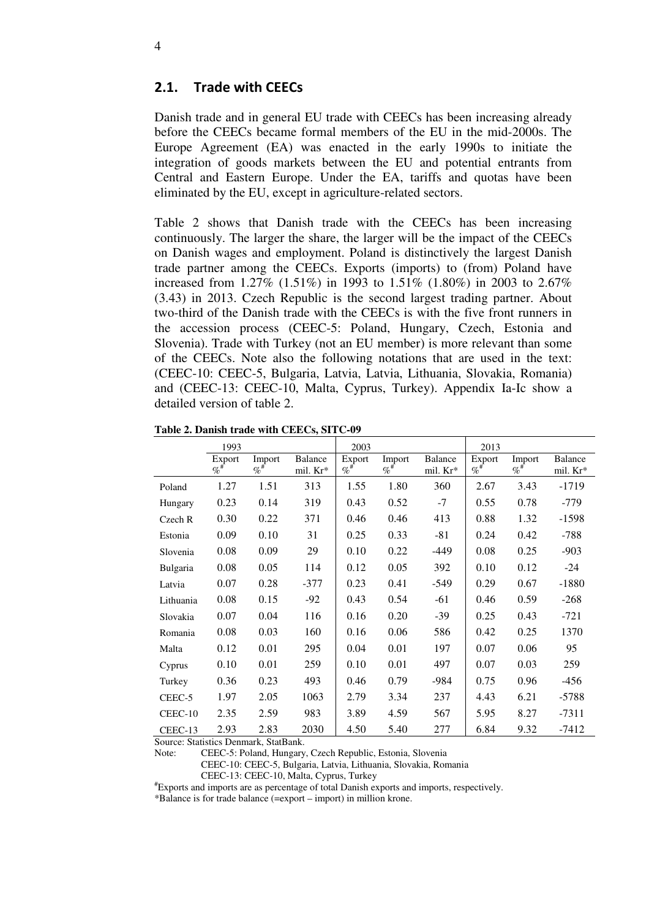## 2.1. Trade with CEECs

Danish trade and in general EU trade with CEECs has been increasing already before the CEECs became formal members of the EU in the mid-2000s. The Europe Agreement (EA) was enacted in the early 1990s to initiate the integration of goods markets between the EU and potential entrants from Central and Eastern Europe. Under the EA, tariffs and quotas have been eliminated by the EU, except in agriculture-related sectors.

Table 2 shows that Danish trade with the CEECs has been increasing continuously. The larger the share, the larger will be the impact of the CEECs on Danish wages and employment. Poland is distinctively the largest Danish trade partner among the CEECs. Exports (imports) to (from) Poland have increased from 1.27% (1.51%) in 1993 to 1.51% (1.80%) in 2003 to 2.67% (3.43) in 2013. Czech Republic is the second largest trading partner. About two-third of the Danish trade with the CEECs is with the five front runners in the accession process (CEEC-5: Poland, Hungary, Czech, Estonia and Slovenia). Trade with Turkey (not an EU member) is more relevant than some of the CEECs. Note also the following notations that are used in the text: (CEEC-10: CEEC-5, Bulgaria, Latvia, Latvia, Lithuania, Slovakia, Romania) and (CEEC-13: CEEC-10, Malta, Cyprus, Turkey). Appendix Ia-Ic show a detailed version of table 2.

**Table 2. Danish trade with CEECs, SITC-09**

| | 1993 | | | 2003 | | | 2013 | | |
|---|---|---|---|---|---|---|---|---|---|
| | Export %[#] | Import %[#] | Balance mil. Kr* | Export %[#] | Import %[#] | Balance mil. Kr* | Export %[#] | Import %[#] | Balance mil. Kr* |
| Poland | 1.27 | 1.51 | 313 | 1.55 | 1.80 | 360 | 2.67 | 3.43 | -1719 |
| Hungary | 0.23 | 0.14 | 319 | 0.43 | 0.52 | -7 | 0.55 | 0.78 | -779 |
| Czech R | 0.30 | 0.22 | 371 | 0.46 | 0.46 | 413 | 0.88 | 1.32 | -1598 |
| Estonia | 0.09 | 0.10 | 31 | 0.25 | 0.33 | -81 | 0.24 | 0.42 | -788 |
| Slovenia | 0.08 | 0.09 | 29 | 0.10 | 0.22 | -449 | 0.08 | 0.25 | -903 |
| Bulgaria | 0.08 | 0.05 | 114 | 0.12 | 0.05 | 392 | 0.10 | 0.12 | -24 |
| Latvia | 0.07 | 0.28 | -377 | 0.23 | 0.41 | -549 | 0.29 | 0.67 | -1880 |
| Lithuania | 0.08 | 0.15 | -92 | 0.43 | 0.54 | -61 | 0.46 | 0.59 | -268 |
| Slovakia | 0.07 | 0.04 | 116 | 0.16 | 0.20 | -39 | 0.25 | 0.43 | -721 |
| Romania | 0.08 | 0.03 | 160 | 0.16 | 0.06 | 586 | 0.42 | 0.25 | 1370 |
| Malta | 0.12 | 0.01 | 295 | 0.04 | 0.01 | 197 | 0.07 | 0.06 | 95 |
| Cyprus | 0.10 | 0.01 | 259 | 0.10 | 0.01 | 497 | 0.07 | 0.03 | 259 |
| Turkey | 0.36 | 0.23 | 493 | 0.46 | 0.79 | -984 | 0.75 | 0.96 | -456 |
| CEEC-5 | 1.97 | 2.05 | 1063 | 2.79 | 3.34 | 237 | 4.43 | 6.21 | -5788 |
| CEEC-10 | 2.35 | 2.59 | 983 | 3.89 | 4.59 | 567 | 5.95 | 8.27 | -7311 |
| CEEC-13 | 2.93 | 2.83 | 2030 | 4.50 | 5.40 | 277 | 6.84 | 9.32 | -7412 |

Source: Statistics Denmark, StatBank.

Note: CEEC-5: Poland, Hungary, Czech Republic, Estonia, Slovenia
CEEC-10: CEEC-5, Bulgaria, Latvia, Lithuania, Slovakia, Romania
CEEC-13: CEEC-10, Malta, Cyprus, Turkey

[#]Exports and imports are as percentage of total Danish exports and imports, respectively.

*Balance is for trade balance (=export – import) in million krone.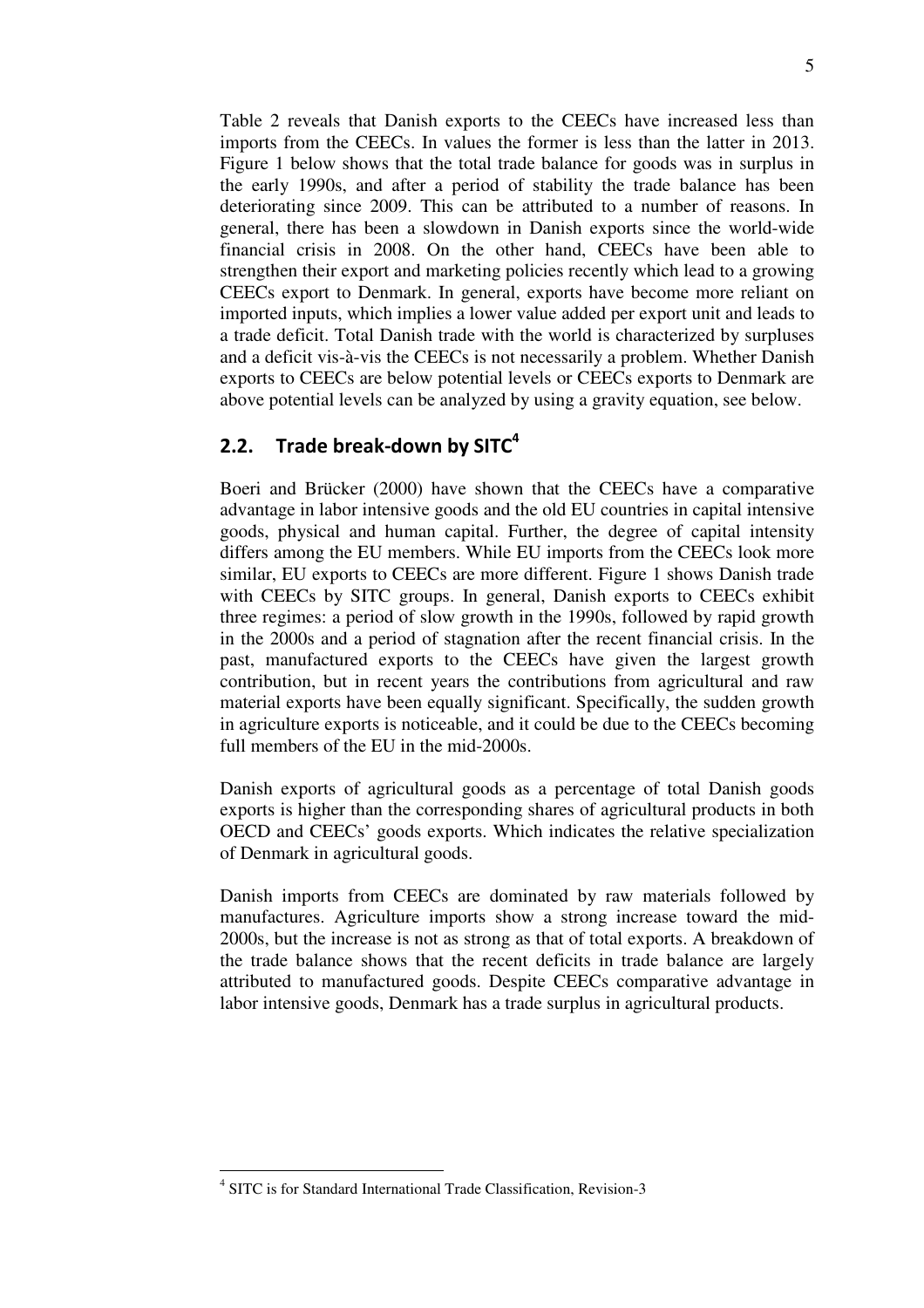Table 2 reveals that Danish exports to the CEECs have increased less than imports from the CEECs. In values the former is less than the latter in 2013. Figure 1 below shows that the total trade balance for goods was in surplus in the early 1990s, and after a period of stability the trade balance has been deteriorating since 2009. This can be attributed to a number of reasons. In general, there has been a slowdown in Danish exports since the world-wide financial crisis in 2008. On the other hand, CEECs have been able to strengthen their export and marketing policies recently which lead to a growing CEECs export to Denmark. In general, exports have become more reliant on imported inputs, which implies a lower value added per export unit and leads to a trade deficit. Total Danish trade with the world is characterized by surpluses and a deficit vis-à-vis the CEECs is not necessarily a problem. Whether Danish exports to CEECs are below potential levels or CEECs exports to Denmark are above potential levels can be analyzed by using a gravity equation, see below.

## 2.2. Trade break-down by SITC[4]

Boeri and Brücker (2000) have shown that the CEECs have a comparative advantage in labor intensive goods and the old EU countries in capital intensive goods, physical and human capital. Further, the degree of capital intensity differs among the EU members. While EU imports from the CEECs look more similar, EU exports to CEECs are more different. Figure 1 shows Danish trade with CEECs by SITC groups. In general, Danish exports to CEECs exhibit three regimes: a period of slow growth in the 1990s, followed by rapid growth in the 2000s and a period of stagnation after the recent financial crisis. In the past, manufactured exports to the CEECs have given the largest growth contribution, but in recent years the contributions from agricultural and raw material exports have been equally significant. Specifically, the sudden growth in agriculture exports is noticeable, and it could be due to the CEECs becoming full members of the EU in the mid-2000s.

Danish exports of agricultural goods as a percentage of total Danish goods exports is higher than the corresponding shares of agricultural products in both OECD and CEECs' goods exports. Which indicates the relative specialization of Denmark in agricultural goods.

Danish imports from CEECs are dominated by raw materials followed by manufactures. Agriculture imports show a strong increase toward the mid-2000s, but the increase is not as strong as that of total exports. A breakdown of the trade balance shows that the recent deficits in trade balance are largely attributed to manufactured goods. Despite CEECs comparative advantage in labor intensive goods, Denmark has a trade surplus in agricultural products.

---

[4] SITC is for Standard International Trade Classification, Revision-3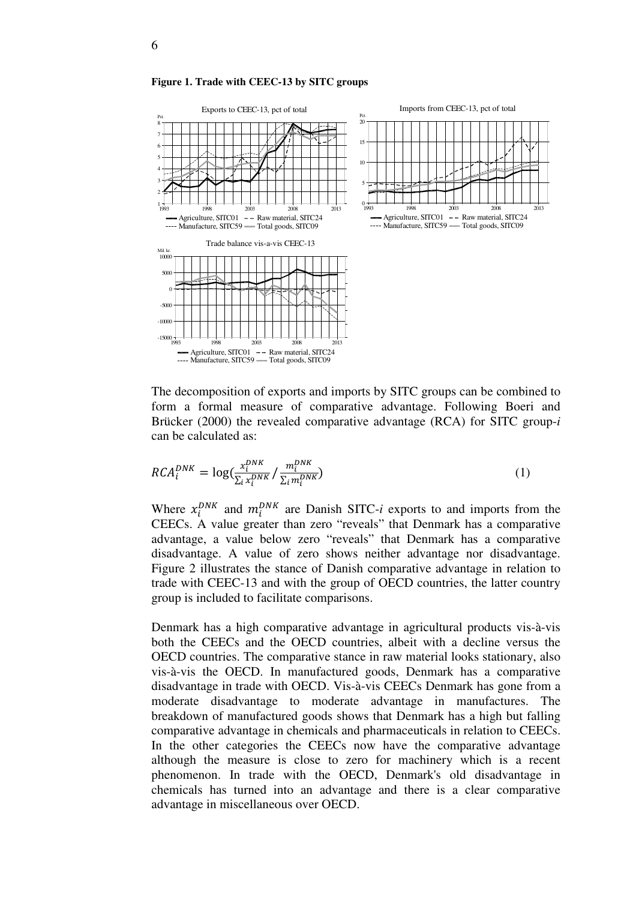**Figure 1. Trade with CEEC-13 by SITC groups**

The decomposition of exports and imports by SITC groups can be combined to form a formal measure of comparative advantage. Following Boeri and Brücker (2000) the revealed comparative advantage (RCA) for SITC group-*i* can be calculated as:

$$RCA_i^{DNK} = \log\left(\frac{x_i^{DNK}}{\sum_i x_i^{DNK}} \Big/ \frac{m_i^{DNK}}{\sum_i m_i^{DNK}}\right) \tag{1}$$

Where $x_i^{DNK}$ and $m_i^{DNK}$ are Danish SITC-*i* exports to and imports from the CEECs. A value greater than zero "reveals" that Denmark has a comparative advantage, a value below zero "reveals" that Denmark has a comparative disadvantage. A value of zero shows neither advantage nor disadvantage. Figure 2 illustrates the stance of Danish comparative advantage in relation to trade with CEEC-13 and with the group of OECD countries, the latter country group is included to facilitate comparisons.

Denmark has a high comparative advantage in agricultural products vis-à-vis both the CEECs and the OECD countries, albeit with a decline versus the OECD countries. The comparative stance in raw material looks stationary, also vis-à-vis the OECD. In manufactured goods, Denmark has a comparative disadvantage in trade with OECD. Vis-à-vis CEECs Denmark has gone from a moderate disadvantage to moderate advantage in manufactures. The breakdown of manufactured goods shows that Denmark has a high but falling comparative advantage in chemicals and pharmaceuticals in relation to CEECs. In the other categories the CEECs now have the comparative advantage although the measure is close to zero for machinery which is a recent phenomenon. In trade with the OECD, Denmark's old disadvantage in chemicals has turned into an advantage and there is a clear comparative advantage in miscellaneous over OECD.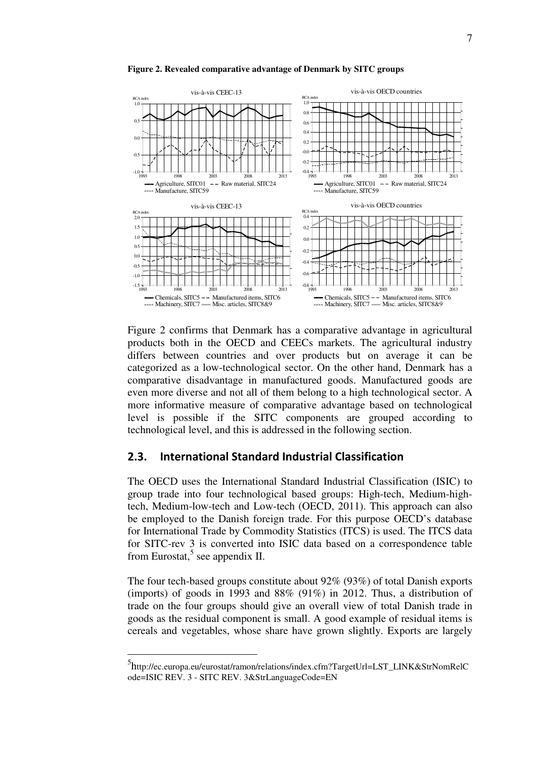**Figure 2. Revealed comparative advantage of Denmark by SITC groups**

Figure 2 confirms that Denmark has a comparative advantage in agricultural products both in the OECD and CEECs markets. The agricultural industry differs between countries and over products but on average it can be categorized as a low-technological sector. On the other hand, Denmark has a comparative disadvantage in manufactured goods. Manufactured goods are even more diverse and not all of them belong to a high technological sector. A more informative measure of comparative advantage based on technological level is possible if the SITC components are grouped according to technological level, and this is addressed in the following section.

## 2.3. International Standard Industrial Classification

The OECD uses the International Standard Industrial Classification (ISIC) to group trade into four technological based groups: High-tech, Medium-high-tech, Medium-low-tech and Low-tech (OECD, 2011). This approach can also be employed to the Danish foreign trade. For this purpose OECD's database for International Trade by Commodity Statistics (ITCS) is used. The ITCS data for SITC-rev 3 is converted into ISIC data based on a correspondence table from Eurostat,[5] see appendix II.

The four tech-based groups constitute about 92% (93%) of total Danish exports (imports) of goods in 1993 and 88% (91%) in 2012. Thus, a distribution of trade on the four groups should give an overall view of total Danish trade in goods as the residual component is small. A good example of residual items is cereals and vegetables, whose share have grown slightly. Exports are largely

[5] http://ec.europa.eu/eurostat/ramon/relations/index.cfm?TargetUrl=LST_LINK&StrNomRelCode=ISIC REV. 3 - SITC REV. 3&StrLanguageCode=EN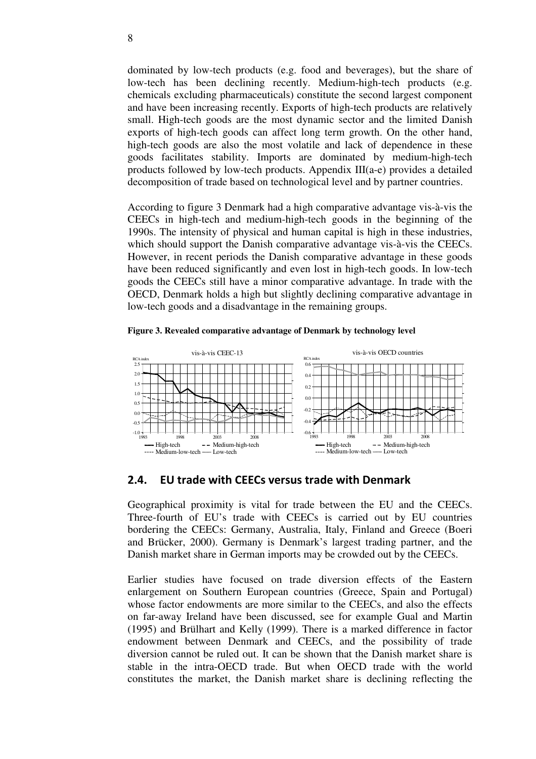dominated by low-tech products (e.g. food and beverages), but the share of low-tech has been declining recently. Medium-high-tech products (e.g. chemicals excluding pharmaceuticals) constitute the second largest component and have been increasing recently. Exports of high-tech products are relatively small. High-tech goods are the most dynamic sector and the limited Danish exports of high-tech goods can affect long term growth. On the other hand, high-tech goods are also the most volatile and lack of dependence in these goods facilitates stability. Imports are dominated by medium-high-tech products followed by low-tech products. Appendix III(a-e) provides a detailed decomposition of trade based on technological level and by partner countries.

According to figure 3 Denmark had a high comparative advantage vis-à-vis the CEECs in high-tech and medium-high-tech goods in the beginning of the 1990s. The intensity of physical and human capital is high in these industries, which should support the Danish comparative advantage vis-à-vis the CEECs. However, in recent periods the Danish comparative advantage in these goods have been reduced significantly and even lost in high-tech goods. In low-tech goods the CEECs still have a minor comparative advantage. In trade with the OECD, Denmark holds a high but slightly declining comparative advantage in low-tech goods and a disadvantage in the remaining groups.

**Figure 3. Revealed comparative advantage of Denmark by technology level**

## 2.4. EU trade with CEECs versus trade with Denmark

Geographical proximity is vital for trade between the EU and the CEECs. Three-fourth of EU's trade with CEECs is carried out by EU countries bordering the CEECs: Germany, Australia, Italy, Finland and Greece (Boeri and Brücker, 2000). Germany is Denmark's largest trading partner, and the Danish market share in German imports may be crowded out by the CEECs.

Earlier studies have focused on trade diversion effects of the Eastern enlargement on Southern European countries (Greece, Spain and Portugal) whose factor endowments are more similar to the CEECs, and also the effects on far-away Ireland have been discussed, see for example Gual and Martin (1995) and Brülhart and Kelly (1999). There is a marked difference in factor endowment between Denmark and CEECs, and the possibility of trade diversion cannot be ruled out. It can be shown that the Danish market share is stable in the intra-OECD trade. But when OECD trade with the world constitutes the market, the Danish market share is declining reflecting the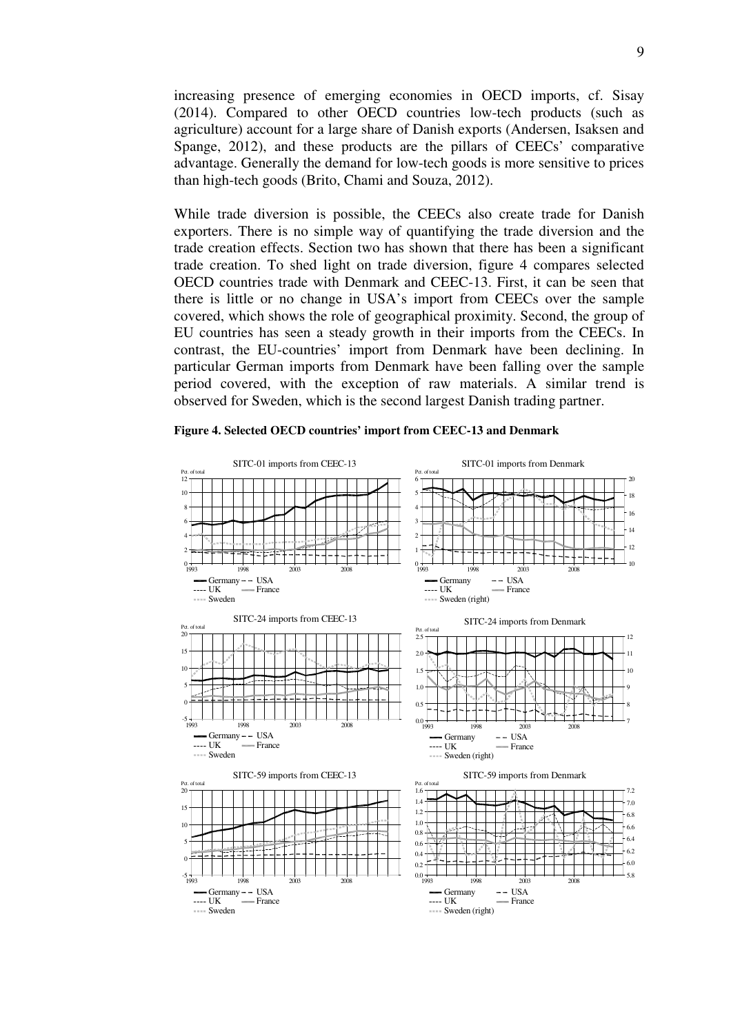increasing presence of emerging economies in OECD imports, cf. Sisay (2014). Compared to other OECD countries low-tech products (such as agriculture) account for a large share of Danish exports (Andersen, Isaksen and Spange, 2012), and these products are the pillars of CEECs' comparative advantage. Generally the demand for low-tech goods is more sensitive to prices than high-tech goods (Brito, Chami and Souza, 2012).

While trade diversion is possible, the CEECs also create trade for Danish exporters. There is no simple way of quantifying the trade diversion and the trade creation effects. Section two has shown that there has been a significant trade creation. To shed light on trade diversion, figure 4 compares selected OECD countries trade with Denmark and CEEC-13. First, it can be seen that there is little or no change in USA's import from CEECs over the sample covered, which shows the role of geographical proximity. Second, the group of EU countries has seen a steady growth in their imports from the CEECs. In contrast, the EU-countries' import from Denmark have been declining. In particular German imports from Denmark have been falling over the sample period covered, with the exception of raw materials. A similar trend is observed for Sweden, which is the second largest Danish trading partner.

**Figure 4. Selected OECD countries' import from CEEC-13 and Denmark**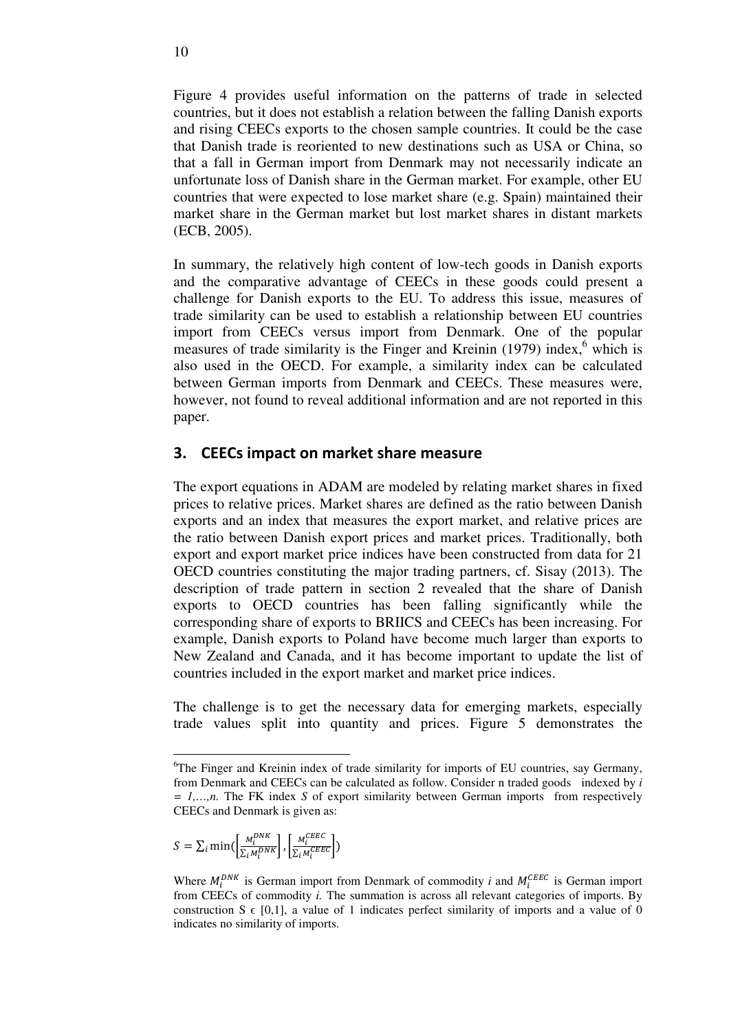Figure 4 provides useful information on the patterns of trade in selected countries, but it does not establish a relation between the falling Danish exports and rising CEECs exports to the chosen sample countries. It could be the case that Danish trade is reoriented to new destinations such as USA or China, so that a fall in German import from Denmark may not necessarily indicate an unfortunate loss of Danish share in the German market. For example, other EU countries that were expected to lose market share (e.g. Spain) maintained their market share in the German market but lost market shares in distant markets (ECB, 2005).

In summary, the relatively high content of low-tech goods in Danish exports and the comparative advantage of CEECs in these goods could present a challenge for Danish exports to the EU. To address this issue, measures of trade similarity can be used to establish a relationship between EU countries import from CEECs versus import from Denmark. One of the popular measures of trade similarity is the Finger and Kreinin (1979) index,[6] which is also used in the OECD. For example, a similarity index can be calculated between German imports from Denmark and CEECs. These measures were, however, not found to reveal additional information and are not reported in this paper.

## 3. CEECs impact on market share measure

The export equations in ADAM are modeled by relating market shares in fixed prices to relative prices. Market shares are defined as the ratio between Danish exports and an index that measures the export market, and relative prices are the ratio between Danish export prices and market prices. Traditionally, both export and export market price indices have been constructed from data for 21 OECD countries constituting the major trading partners, cf. Sisay (2013). The description of trade pattern in section 2 revealed that the share of Danish exports to OECD countries has been falling significantly while the corresponding share of exports to BRIICS and CEECs has been increasing. For example, Danish exports to Poland have become much larger than exports to New Zealand and Canada, and it has become important to update the list of countries included in the export market and market price indices.

The challenge is to get the necessary data for emerging markets, especially trade values split into quantity and prices. Figure 5 demonstrates the

---

[6]The Finger and Kreinin index of trade similarity for imports of EU countries, say Germany, from Denmark and CEECs can be calculated as follow. Consider n traded goods indexed by *i* = *1,…,n.* The FK index *S* of export similarity between German imports from respectively CEECs and Denmark is given as:

$$S = \sum_i \min\left(\left[\frac{M_i^{DNK}}{\sum_i M_i^{DNK}}\right], \left[\frac{M_i^{CEEC}}{\sum_i M_i^{CEEC}}\right]\right)$$

Where $M_i^{DNK}$ is German import from Denmark of commodity *i* and $M_i^{CEEC}$ is German import from CEECs of commodity *i.* The summation is across all relevant categories of imports. By construction $S \in [0,1]$, a value of 1 indicates perfect similarity of imports and a value of 0 indicates no similarity of imports.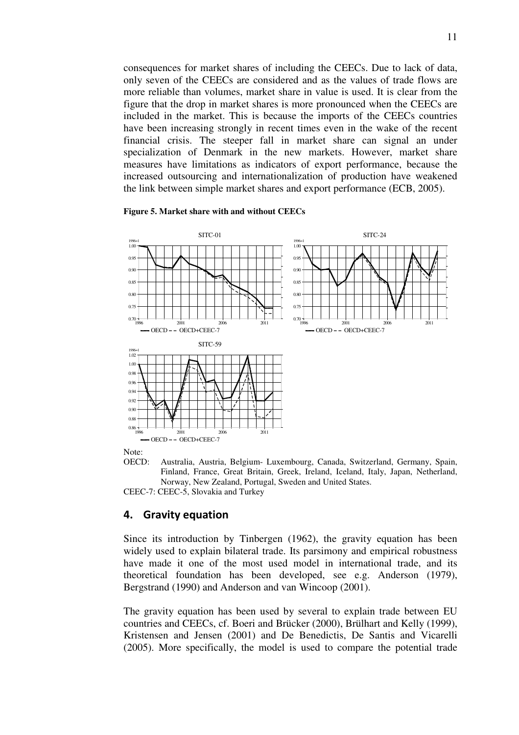consequences for market shares of including the CEECs. Due to lack of data, only seven of the CEECs are considered and as the values of trade flows are more reliable than volumes, market share in value is used. It is clear from the figure that the drop in market shares is more pronounced when the CEECs are included in the market. This is because the imports of the CEECs countries have been increasing strongly in recent times even in the wake of the recent financial crisis. The steeper fall in market share can signal an under specialization of Denmark in the new markets. However, market share measures have limitations as indicators of export performance, because the increased outsourcing and internationalization of production have weakened the link between simple market shares and export performance (ECB, 2005).

**Figure 5. Market share with and without CEECs**

Note:

OECD: Australia, Austria, Belgium- Luxembourg, Canada, Switzerland, Germany, Spain, Finland, France, Great Britain, Greek, Ireland, Iceland, Italy, Japan, Netherland, Norway, New Zealand, Portugal, Sweden and United States.

CEEC-7: CEEC-5, Slovakia and Turkey

## 4. Gravity equation

Since its introduction by Tinbergen (1962), the gravity equation has been widely used to explain bilateral trade. Its parsimony and empirical robustness have made it one of the most used model in international trade, and its theoretical foundation has been developed, see e.g. Anderson (1979), Bergstrand (1990) and Anderson and van Wincoop (2001).

The gravity equation has been used by several to explain trade between EU countries and CEECs, cf. Boeri and Brücker (2000), Brülhart and Kelly (1999), Kristensen and Jensen (2001) and De Benedictis, De Santis and Vicarelli (2005). More specifically, the model is used to compare the potential trade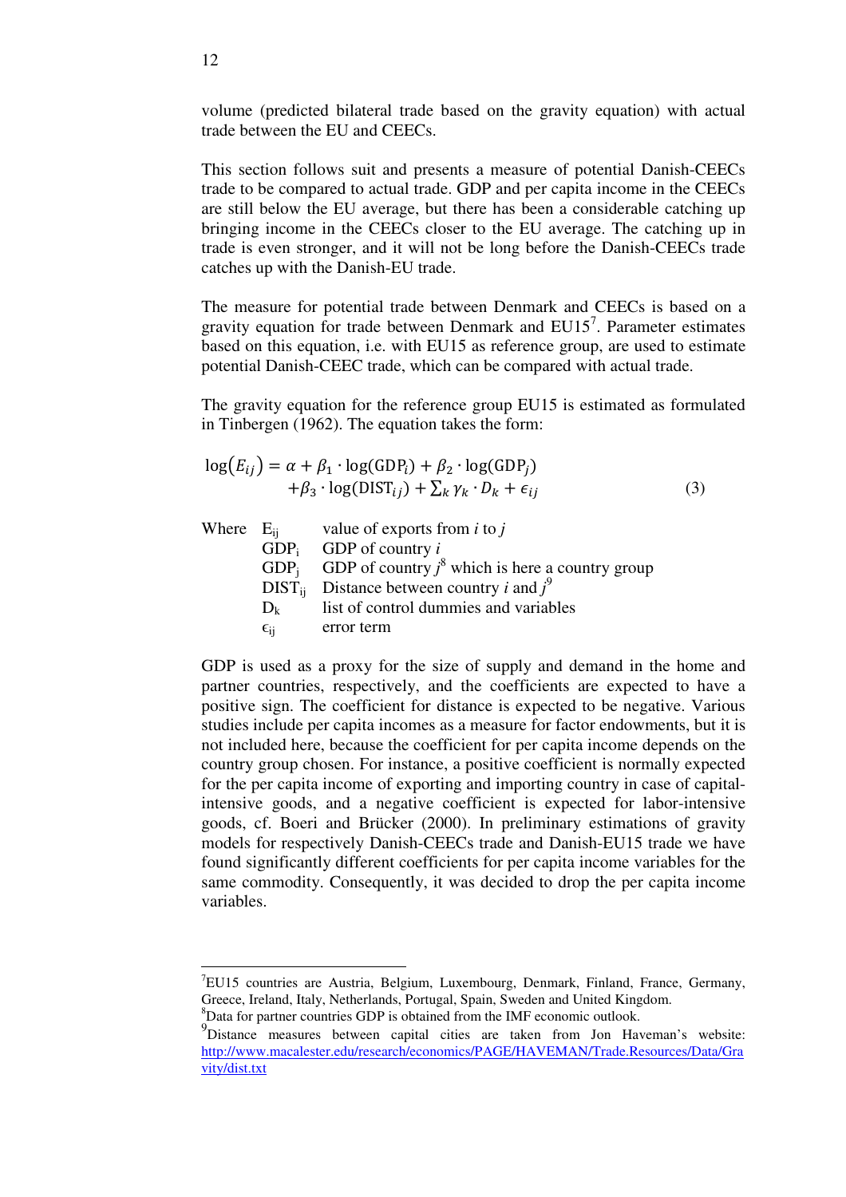volume (predicted bilateral trade based on the gravity equation) with actual trade between the EU and CEECs.

This section follows suit and presents a measure of potential Danish-CEECs trade to be compared to actual trade. GDP and per capita income in the CEECs are still below the EU average, but there has been a considerable catching up bringing income in the CEECs closer to the EU average. The catching up in trade is even stronger, and it will not be long before the Danish-CEECs trade catches up with the Danish-EU trade.

The measure for potential trade between Denmark and CEECs is based on a gravity equation for trade between Denmark and EU15[7]. Parameter estimates based on this equation, i.e. with EU15 as reference group, are used to estimate potential Danish-CEEC trade, which can be compared with actual trade.

The gravity equation for the reference group EU15 is estimated as formulated in Tinbergen (1962). The equation takes the form:

$$\log(E_{ij}) = \alpha + \beta_1 \cdot \log(\text{GDP}_i) + \beta_2 \cdot \log(\text{GDP}_j) + \beta_3 \cdot \log(\text{DIST}_{ij}) + \sum_k \gamma_k \cdot D_k + \epsilon_{ij} \qquad (3)$$

Where
- $E_{ij}$ value of exports from $i$ to $j$
- $\text{GDP}_i$ GDP of country $i$
- $\text{GDP}_j$ GDP of country $j$[8] which is here a country group
- $\text{DIST}_{ij}$ Distance between country $i$ and $j$[9]
- $D_k$ list of control dummies and variables
- $\epsilon_{ij}$ error term

GDP is used as a proxy for the size of supply and demand in the home and partner countries, respectively, and the coefficients are expected to have a positive sign. The coefficient for distance is expected to be negative. Various studies include per capita incomes as a measure for factor endowments, but it is not included here, because the coefficient for per capita income depends on the country group chosen. For instance, a positive coefficient is normally expected for the per capita income of exporting and importing country in case of capital-intensive goods, and a negative coefficient is expected for labor-intensive goods, cf. Boeri and Brücker (2000). In preliminary estimations of gravity models for respectively Danish-CEECs trade and Danish-EU15 trade we have found significantly different coefficients for per capita income variables for the same commodity. Consequently, it was decided to drop the per capita income variables.

---

[7] EU15 countries are Austria, Belgium, Luxembourg, Denmark, Finland, France, Germany, Greece, Ireland, Italy, Netherlands, Portugal, Spain, Sweden and United Kingdom.

[8] Data for partner countries GDP is obtained from the IMF economic outlook.

[9] Distance measures between capital cities are taken from Jon Haveman's website: http://www.macalester.edu/research/economics/PAGE/HAVEMAN/Trade.Resources/Data/Gravity/dist.txt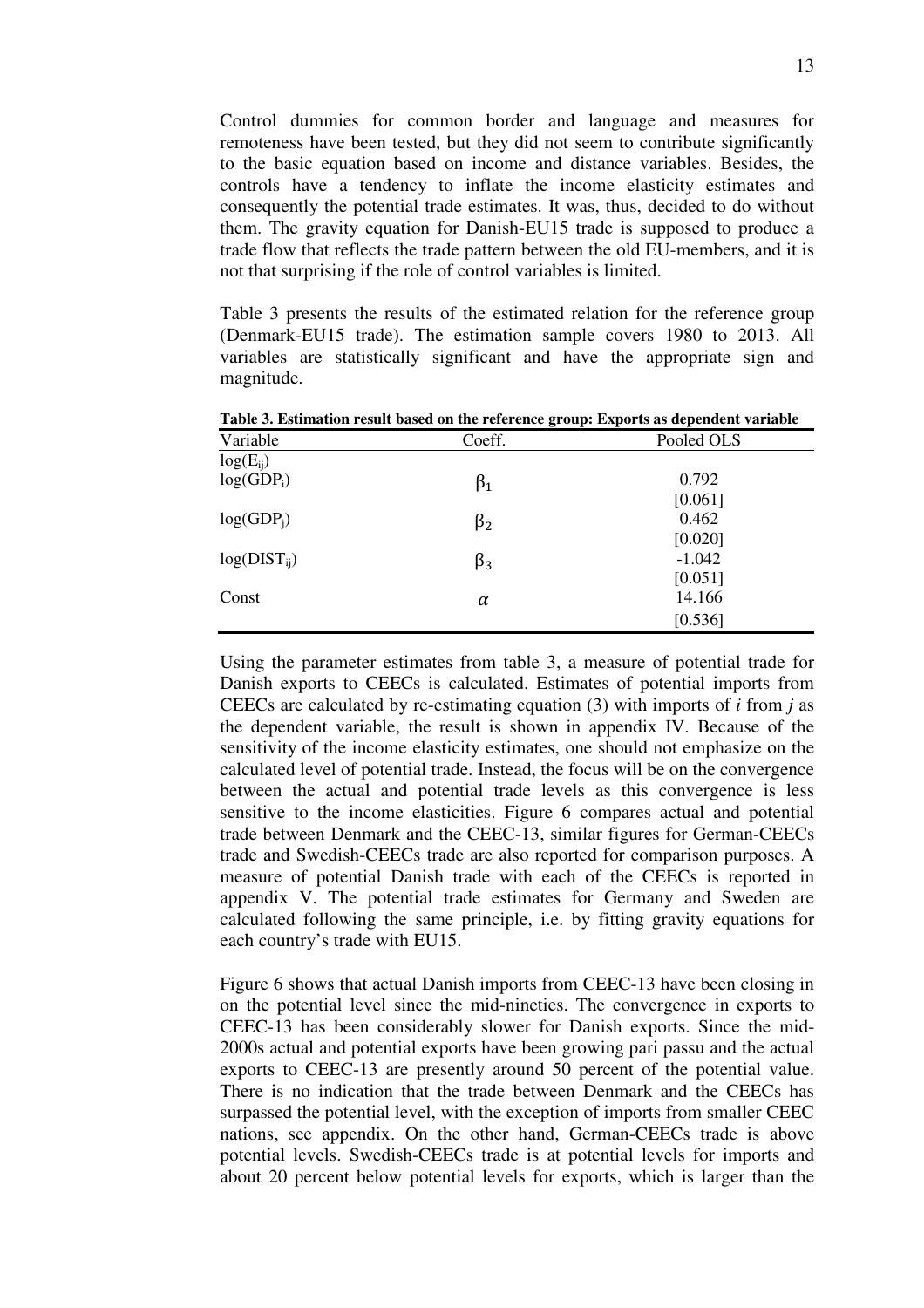Control dummies for common border and language and measures for remoteness have been tested, but they did not seem to contribute significantly to the basic equation based on income and distance variables. Besides, the controls have a tendency to inflate the income elasticity estimates and consequently the potential trade estimates. It was, thus, decided to do without them. The gravity equation for Danish-EU15 trade is supposed to produce a trade flow that reflects the trade pattern between the old EU-members, and it is not that surprising if the role of control variables is limited.

Table 3 presents the results of the estimated relation for the reference group (Denmark-EU15 trade). The estimation sample covers 1980 to 2013. All variables are statistically significant and have the appropriate sign and magnitude.

**Table 3. Estimation result based on the reference group: Exports as dependent variable**

| Variable | Coeff. | Pooled OLS |
|---|---|---|
| $\log(E_{ij})$ | | |
| $\log(GDP_i)$ | $\beta_1$ | 0.792 |
| | | [0.061] |
| $\log(GDP_j)$ | $\beta_2$ | 0.462 |
| | | [0.020] |
| $\log(DIST_{ij})$ | $\beta_3$ | -1.042 |
| | | [0.051] |
| Const | $\alpha$ | 14.166 |
| | | [0.536] |

Using the parameter estimates from table 3, a measure of potential trade for Danish exports to CEECs is calculated. Estimates of potential imports from CEECs are calculated by re-estimating equation (3) with imports of *i* from *j* as the dependent variable, the result is shown in appendix IV. Because of the sensitivity of the income elasticity estimates, one should not emphasize on the calculated level of potential trade. Instead, the focus will be on the convergence between the actual and potential trade levels as this convergence is less sensitive to the income elasticities. Figure 6 compares actual and potential trade between Denmark and the CEEC-13, similar figures for German-CEECs trade and Swedish-CEECs trade are also reported for comparison purposes. A measure of potential Danish trade with each of the CEECs is reported in appendix V. The potential trade estimates for Germany and Sweden are calculated following the same principle, i.e. by fitting gravity equations for each country's trade with EU15.

Figure 6 shows that actual Danish imports from CEEC-13 have been closing in on the potential level since the mid-nineties. The convergence in exports to CEEC-13 has been considerably slower for Danish exports. Since the mid-2000s actual and potential exports have been growing pari passu and the actual exports to CEEC-13 are presently around 50 percent of the potential value. There is no indication that the trade between Denmark and the CEECs has surpassed the potential level, with the exception of imports from smaller CEEC nations, see appendix. On the other hand, German-CEECs trade is above potential levels. Swedish-CEECs trade is at potential levels for imports and about 20 percent below potential levels for exports, which is larger than the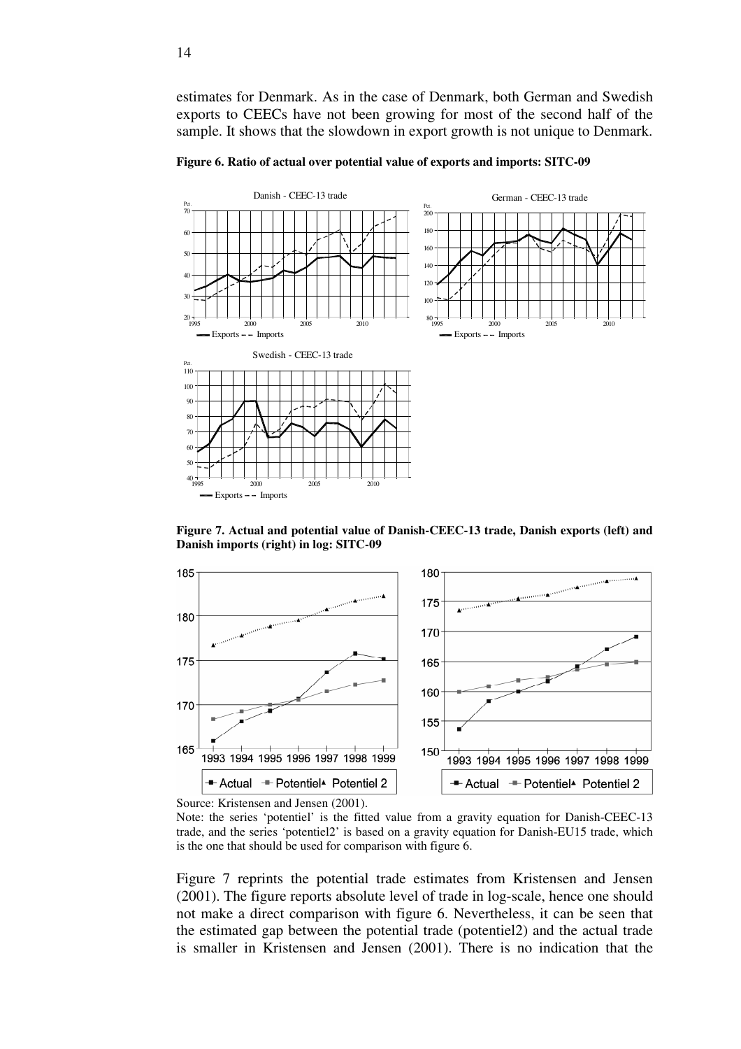estimates for Denmark. As in the case of Denmark, both German and Swedish exports to CEECs have not been growing for most of the second half of the sample. It shows that the slowdown in export growth is not unique to Denmark.

**Figure 6. Ratio of actual over potential value of exports and imports: SITC-09**

**Figure 7. Actual and potential value of Danish-CEEC-13 trade, Danish exports (left) and Danish imports (right) in log: SITC-09**

Source: Kristensen and Jensen (2001).

Note: the series 'potentiel' is the fitted value from a gravity equation for Danish-CEEC-13 trade, and the series 'potentiel2' is based on a gravity equation for Danish-EU15 trade, which is the one that should be used for comparison with figure 6.

Figure 7 reprints the potential trade estimates from Kristensen and Jensen (2001). The figure reports absolute level of trade in log-scale, hence one should not make a direct comparison with figure 6. Nevertheless, it can be seen that the estimated gap between the potential trade (potentiel2) and the actual trade is smaller in Kristensen and Jensen (2001). There is no indication that the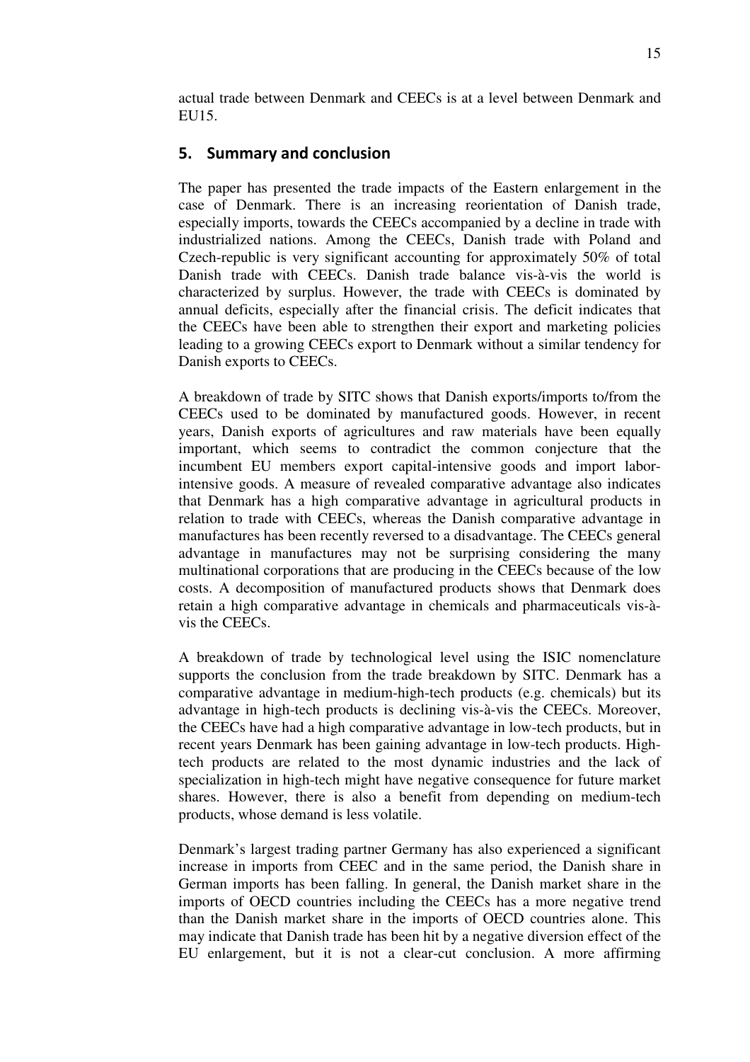actual trade between Denmark and CEECs is at a level between Denmark and EU15.

## 5. Summary and conclusion

The paper has presented the trade impacts of the Eastern enlargement in the case of Denmark. There is an increasing reorientation of Danish trade, especially imports, towards the CEECs accompanied by a decline in trade with industrialized nations. Among the CEECs, Danish trade with Poland and Czech-republic is very significant accounting for approximately 50% of total Danish trade with CEECs. Danish trade balance vis-à-vis the world is characterized by surplus. However, the trade with CEECs is dominated by annual deficits, especially after the financial crisis. The deficit indicates that the CEECs have been able to strengthen their export and marketing policies leading to a growing CEECs export to Denmark without a similar tendency for Danish exports to CEECs.

A breakdown of trade by SITC shows that Danish exports/imports to/from the CEECs used to be dominated by manufactured goods. However, in recent years, Danish exports of agricultures and raw materials have been equally important, which seems to contradict the common conjecture that the incumbent EU members export capital-intensive goods and import labor-intensive goods. A measure of revealed comparative advantage also indicates that Denmark has a high comparative advantage in agricultural products in relation to trade with CEECs, whereas the Danish comparative advantage in manufactures has been recently reversed to a disadvantage. The CEECs general advantage in manufactures may not be surprising considering the many multinational corporations that are producing in the CEECs because of the low costs. A decomposition of manufactured products shows that Denmark does retain a high comparative advantage in chemicals and pharmaceuticals vis-à-vis the CEECs.

A breakdown of trade by technological level using the ISIC nomenclature supports the conclusion from the trade breakdown by SITC. Denmark has a comparative advantage in medium-high-tech products (e.g. chemicals) but its advantage in high-tech products is declining vis-à-vis the CEECs. Moreover, the CEECs have had a high comparative advantage in low-tech products, but in recent years Denmark has been gaining advantage in low-tech products. High-tech products are related to the most dynamic industries and the lack of specialization in high-tech might have negative consequence for future market shares. However, there is also a benefit from depending on medium-tech products, whose demand is less volatile.

Denmark's largest trading partner Germany has also experienced a significant increase in imports from CEEC and in the same period, the Danish share in German imports has been falling. In general, the Danish market share in the imports of OECD countries including the CEECs has a more negative trend than the Danish market share in the imports of OECD countries alone. This may indicate that Danish trade has been hit by a negative diversion effect of the EU enlargement, but it is not a clear-cut conclusion. A more affirming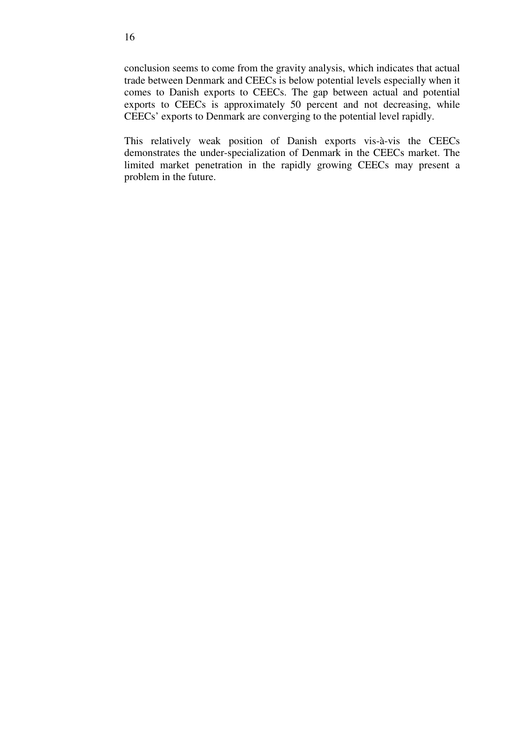conclusion seems to come from the gravity analysis, which indicates that actual trade between Denmark and CEECs is below potential levels especially when it comes to Danish exports to CEECs. The gap between actual and potential exports to CEECs is approximately 50 percent and not decreasing, while CEECs' exports to Denmark are converging to the potential level rapidly.

This relatively weak position of Danish exports vis-à-vis the CEECs demonstrates the under-specialization of Denmark in the CEECs market. The limited market penetration in the rapidly growing CEECs may present a problem in the future.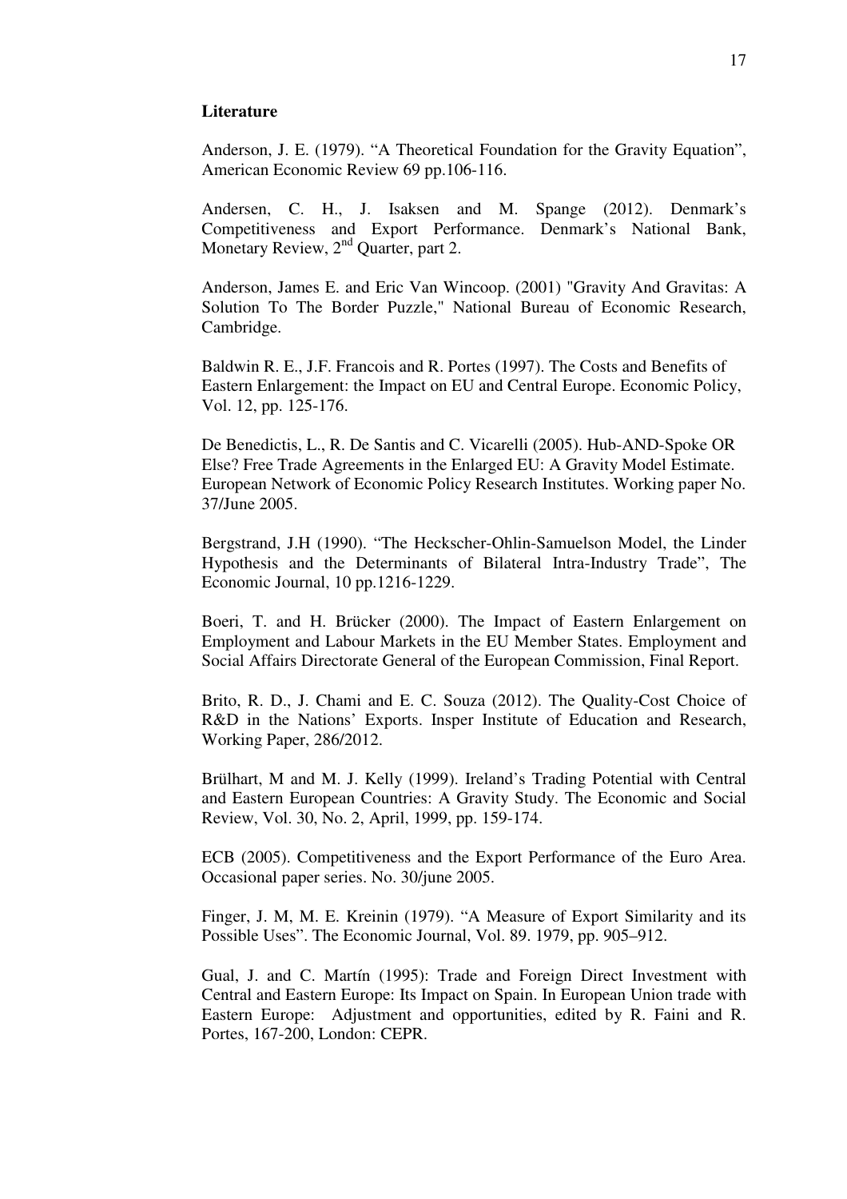**Literature**

Anderson, J. E. (1979). "A Theoretical Foundation for the Gravity Equation", American Economic Review 69 pp.106-116.

Andersen, C. H., J. Isaksen and M. Spange (2012). Denmark's Competitiveness and Export Performance. Denmark's National Bank, Monetary Review, 2nd Quarter, part 2.

Anderson, James E. and Eric Van Wincoop. (2001) "Gravity And Gravitas: A Solution To The Border Puzzle," National Bureau of Economic Research, Cambridge.

Baldwin R. E., J.F. Francois and R. Portes (1997). The Costs and Benefits of Eastern Enlargement: the Impact on EU and Central Europe. Economic Policy, Vol. 12, pp. 125-176.

De Benedictis, L., R. De Santis and C. Vicarelli (2005). Hub-AND-Spoke OR Else? Free Trade Agreements in the Enlarged EU: A Gravity Model Estimate. European Network of Economic Policy Research Institutes. Working paper No. 37/June 2005.

Bergstrand, J.H (1990). "The Heckscher-Ohlin-Samuelson Model, the Linder Hypothesis and the Determinants of Bilateral Intra-Industry Trade", The Economic Journal, 10 pp.1216-1229.

Boeri, T. and H. Brücker (2000). The Impact of Eastern Enlargement on Employment and Labour Markets in the EU Member States. Employment and Social Affairs Directorate General of the European Commission, Final Report.

Brito, R. D., J. Chami and E. C. Souza (2012). The Quality-Cost Choice of R&D in the Nations' Exports. Insper Institute of Education and Research, Working Paper, 286/2012.

Brülhart, M and M. J. Kelly (1999). Ireland's Trading Potential with Central and Eastern European Countries: A Gravity Study. The Economic and Social Review, Vol. 30, No. 2, April, 1999, pp. 159-174.

ECB (2005). Competitiveness and the Export Performance of the Euro Area. Occasional paper series. No. 30/june 2005.

Finger, J. M, M. E. Kreinin (1979). "A Measure of Export Similarity and its Possible Uses". The Economic Journal, Vol. 89. 1979, pp. 905–912.

Gual, J. and C. Martín (1995): Trade and Foreign Direct Investment with Central and Eastern Europe: Its Impact on Spain. In European Union trade with Eastern Europe: Adjustment and opportunities, edited by R. Faini and R. Portes, 167-200, London: CEPR.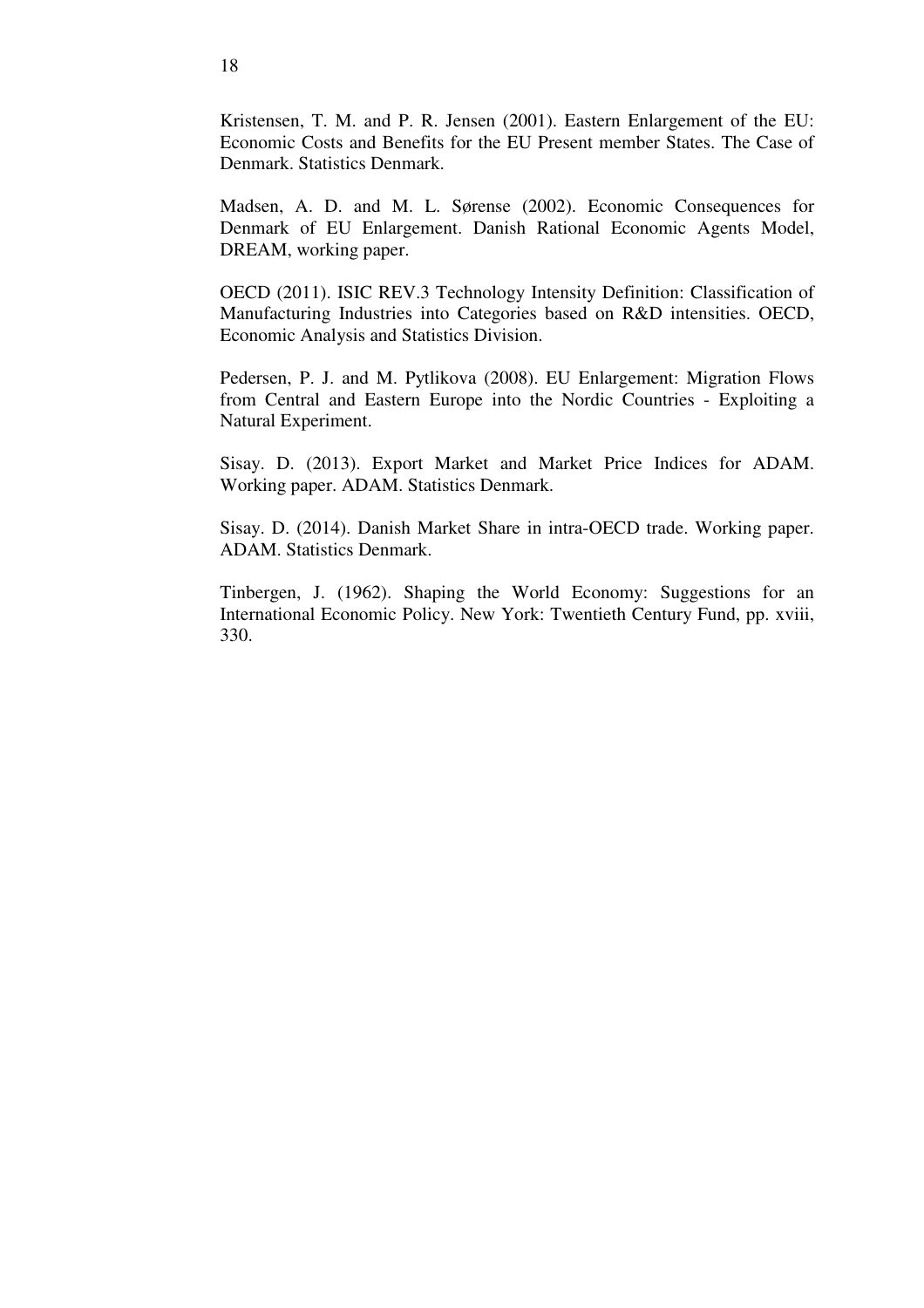Kristensen, T. M. and P. R. Jensen (2001). Eastern Enlargement of the EU: Economic Costs and Benefits for the EU Present member States. The Case of Denmark. Statistics Denmark.

Madsen, A. D. and M. L. Sørense (2002). Economic Consequences for Denmark of EU Enlargement. Danish Rational Economic Agents Model, DREAM, working paper.

OECD (2011). ISIC REV.3 Technology Intensity Definition: Classification of Manufacturing Industries into Categories based on R&D intensities. OECD, Economic Analysis and Statistics Division.

Pedersen, P. J. and M. Pytlikova (2008). EU Enlargement: Migration Flows from Central and Eastern Europe into the Nordic Countries - Exploiting a Natural Experiment.

Sisay. D. (2013). Export Market and Market Price Indices for ADAM. Working paper. ADAM. Statistics Denmark.

Sisay. D. (2014). Danish Market Share in intra-OECD trade. Working paper. ADAM. Statistics Denmark.

Tinbergen, J. (1962). Shaping the World Economy: Suggestions for an International Economic Policy. New York: Twentieth Century Fund, pp. xviii, 330.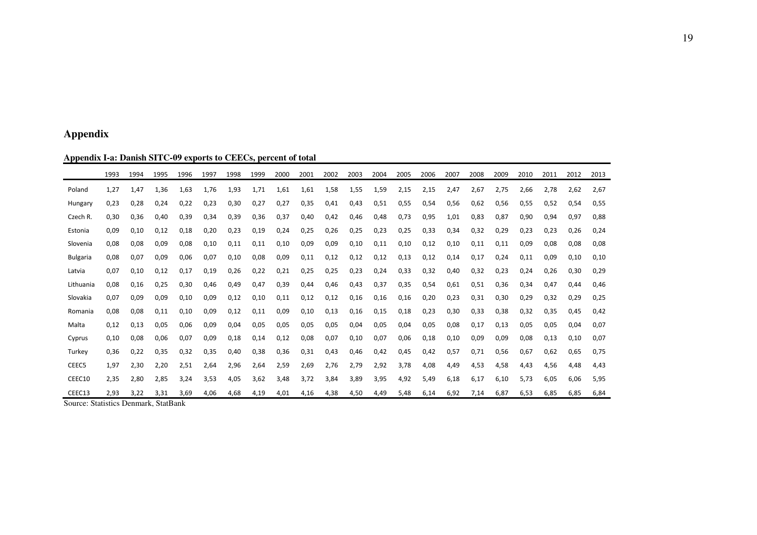## Appendix

**Appendix I-a: Danish SITC-09 exports to CEECs, percent of total**

| | 1993 | 1994 | 1995 | 1996 | 1997 | 1998 | 1999 | 2000 | 2001 | 2002 | 2003 | 2004 | 2005 | 2006 | 2007 | 2008 | 2009 | 2010 | 2011 | 2012 | 2013 |
|---|---|---|---|---|---|---|---|---|---|---|---|---|---|---|---|---|---|---|---|---|---|
| Poland | 1,27 | 1,47 | 1,36 | 1,63 | 1,76 | 1,93 | 1,71 | 1,61 | 1,61 | 1,58 | 1,55 | 1,59 | 2,15 | 2,15 | 2,47 | 2,67 | 2,75 | 2,66 | 2,78 | 2,62 | 2,67 |
| Hungary | 0,23 | 0,28 | 0,24 | 0,22 | 0,23 | 0,30 | 0,27 | 0,27 | 0,35 | 0,41 | 0,43 | 0,51 | 0,55 | 0,54 | 0,56 | 0,62 | 0,56 | 0,55 | 0,52 | 0,54 | 0,55 |
| Czech R. | 0,30 | 0,36 | 0,40 | 0,39 | 0,34 | 0,39 | 0,36 | 0,37 | 0,40 | 0,42 | 0,46 | 0,48 | 0,73 | 0,95 | 1,01 | 0,83 | 0,87 | 0,90 | 0,94 | 0,97 | 0,88 |
| Estonia | 0,09 | 0,10 | 0,12 | 0,18 | 0,20 | 0,23 | 0,19 | 0,24 | 0,25 | 0,26 | 0,25 | 0,23 | 0,25 | 0,33 | 0,34 | 0,32 | 0,29 | 0,23 | 0,23 | 0,26 | 0,24 |
| Slovenia | 0,08 | 0,08 | 0,09 | 0,08 | 0,10 | 0,11 | 0,11 | 0,10 | 0,09 | 0,09 | 0,10 | 0,11 | 0,10 | 0,12 | 0,10 | 0,11 | 0,11 | 0,09 | 0,08 | 0,08 | 0,08 |
| Bulgaria | 0,08 | 0,07 | 0,09 | 0,06 | 0,07 | 0,10 | 0,08 | 0,09 | 0,11 | 0,12 | 0,12 | 0,12 | 0,13 | 0,12 | 0,14 | 0,17 | 0,24 | 0,11 | 0,09 | 0,10 | 0,10 |
| Latvia | 0,07 | 0,10 | 0,12 | 0,17 | 0,19 | 0,26 | 0,22 | 0,21 | 0,25 | 0,25 | 0,23 | 0,24 | 0,33 | 0,32 | 0,40 | 0,32 | 0,23 | 0,24 | 0,26 | 0,30 | 0,29 |
| Lithuania | 0,08 | 0,16 | 0,25 | 0,30 | 0,46 | 0,49 | 0,47 | 0,39 | 0,44 | 0,46 | 0,43 | 0,37 | 0,35 | 0,54 | 0,61 | 0,51 | 0,36 | 0,34 | 0,47 | 0,44 | 0,46 |
| Slovakia | 0,07 | 0,09 | 0,09 | 0,10 | 0,09 | 0,12 | 0,10 | 0,11 | 0,12 | 0,12 | 0,16 | 0,16 | 0,16 | 0,20 | 0,23 | 0,31 | 0,30 | 0,29 | 0,32 | 0,29 | 0,25 |
| Romania | 0,08 | 0,08 | 0,11 | 0,10 | 0,09 | 0,12 | 0,11 | 0,09 | 0,10 | 0,13 | 0,16 | 0,15 | 0,18 | 0,23 | 0,30 | 0,33 | 0,38 | 0,32 | 0,35 | 0,45 | 0,42 |
| Malta | 0,12 | 0,13 | 0,05 | 0,06 | 0,09 | 0,04 | 0,05 | 0,05 | 0,05 | 0,05 | 0,04 | 0,05 | 0,04 | 0,05 | 0,08 | 0,17 | 0,13 | 0,05 | 0,05 | 0,04 | 0,07 |
| Cyprus | 0,10 | 0,08 | 0,06 | 0,07 | 0,09 | 0,18 | 0,14 | 0,12 | 0,08 | 0,07 | 0,10 | 0,07 | 0,06 | 0,18 | 0,10 | 0,09 | 0,09 | 0,08 | 0,13 | 0,10 | 0,07 |
| Turkey | 0,36 | 0,22 | 0,35 | 0,32 | 0,35 | 0,40 | 0,38 | 0,36 | 0,31 | 0,43 | 0,46 | 0,42 | 0,45 | 0,42 | 0,57 | 0,71 | 0,56 | 0,67 | 0,62 | 0,65 | 0,75 |
| CEEC5 | 1,97 | 2,30 | 2,20 | 2,51 | 2,64 | 2,96 | 2,64 | 2,59 | 2,69 | 2,76 | 2,79 | 2,92 | 3,78 | 4,08 | 4,49 | 4,53 | 4,58 | 4,43 | 4,56 | 4,48 | 4,43 |
| CEEC10 | 2,35 | 2,80 | 2,85 | 3,24 | 3,53 | 4,05 | 3,62 | 3,48 | 3,72 | 3,84 | 3,89 | 3,95 | 4,92 | 5,49 | 6,18 | 6,17 | 6,10 | 5,73 | 6,05 | 6,06 | 5,95 |
| CEEC13 | 2,93 | 3,22 | 3,31 | 3,69 | 4,06 | 4,68 | 4,19 | 4,01 | 4,16 | 4,38 | 4,50 | 4,49 | 5,48 | 6,14 | 6,92 | 7,14 | 6,87 | 6,53 | 6,85 | 6,85 | 6,84 |

Source: Statistics Denmark, StatBank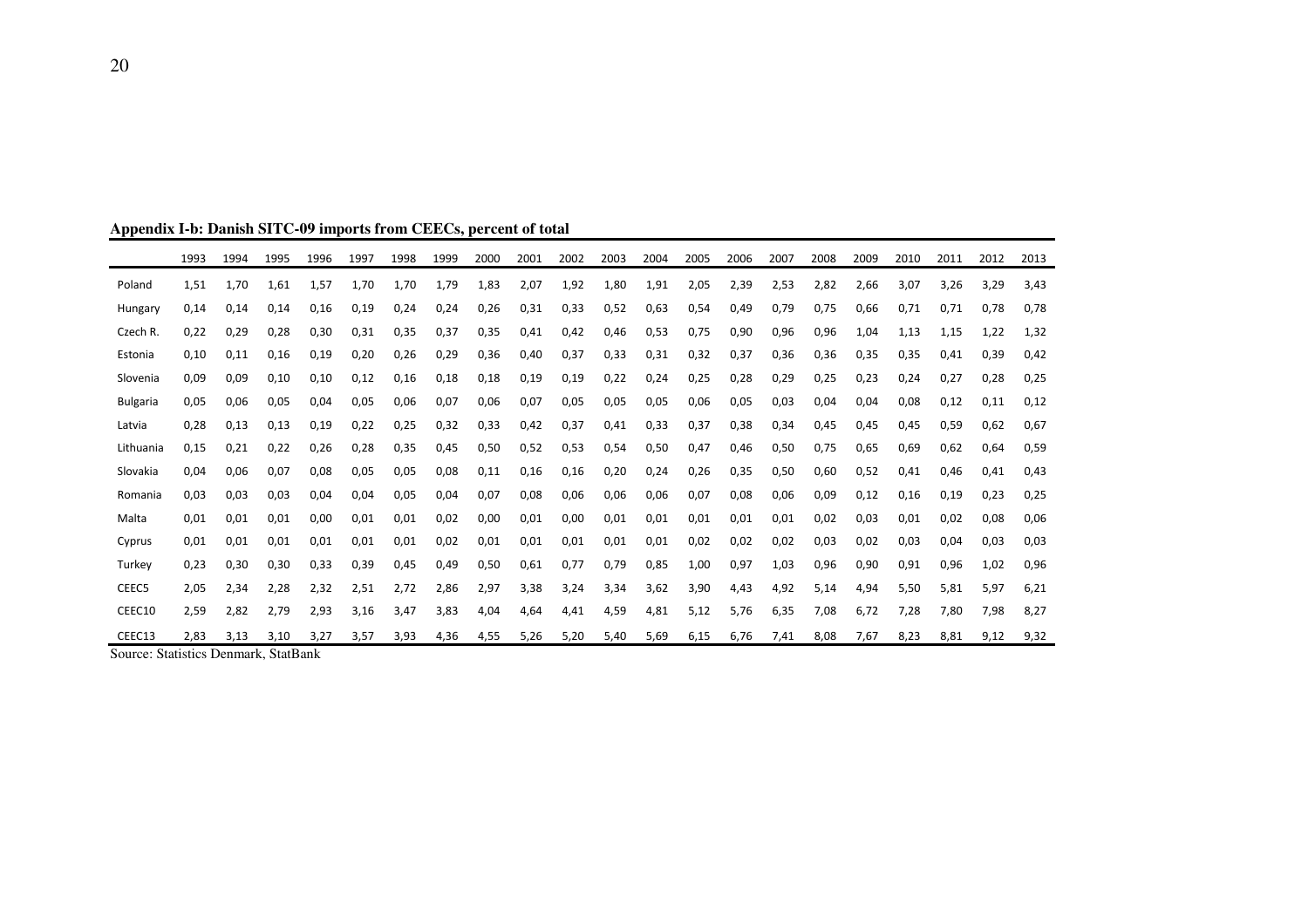**Appendix I-b: Danish SITC-09 imports from CEECs, percent of total**

| | 1993 | 1994 | 1995 | 1996 | 1997 | 1998 | 1999 | 2000 | 2001 | 2002 | 2003 | 2004 | 2005 | 2006 | 2007 | 2008 | 2009 | 2010 | 2011 | 2012 | 2013 |
|---|---|---|---|---|---|---|---|---|---|---|---|---|---|---|---|---|---|---|---|---|---|
| Poland | 1,51 | 1,70 | 1,61 | 1,57 | 1,70 | 1,70 | 1,79 | 1,83 | 2,07 | 1,92 | 1,80 | 1,91 | 2,05 | 2,39 | 2,53 | 2,82 | 2,66 | 3,07 | 3,26 | 3,29 | 3,43 |
| Hungary | 0,14 | 0,14 | 0,14 | 0,16 | 0,19 | 0,24 | 0,24 | 0,26 | 0,31 | 0,33 | 0,52 | 0,63 | 0,54 | 0,49 | 0,79 | 0,75 | 0,66 | 0,71 | 0,71 | 0,78 | 0,78 |
| Czech R. | 0,22 | 0,29 | 0,28 | 0,30 | 0,31 | 0,35 | 0,37 | 0,35 | 0,41 | 0,42 | 0,46 | 0,53 | 0,75 | 0,90 | 0,96 | 0,96 | 1,04 | 1,13 | 1,15 | 1,22 | 1,32 |
| Estonia | 0,10 | 0,11 | 0,16 | 0,19 | 0,20 | 0,26 | 0,29 | 0,36 | 0,40 | 0,37 | 0,33 | 0,31 | 0,32 | 0,37 | 0,36 | 0,36 | 0,35 | 0,35 | 0,41 | 0,39 | 0,42 |
| Slovenia | 0,09 | 0,09 | 0,10 | 0,10 | 0,12 | 0,16 | 0,18 | 0,18 | 0,19 | 0,19 | 0,22 | 0,24 | 0,25 | 0,28 | 0,29 | 0,25 | 0,23 | 0,24 | 0,27 | 0,28 | 0,25 |
| Bulgaria | 0,05 | 0,06 | 0,05 | 0,04 | 0,05 | 0,06 | 0,07 | 0,06 | 0,07 | 0,05 | 0,05 | 0,05 | 0,06 | 0,05 | 0,03 | 0,04 | 0,04 | 0,08 | 0,12 | 0,11 | 0,12 |
| Latvia | 0,28 | 0,13 | 0,13 | 0,19 | 0,22 | 0,25 | 0,32 | 0,33 | 0,42 | 0,37 | 0,41 | 0,33 | 0,37 | 0,38 | 0,34 | 0,45 | 0,45 | 0,45 | 0,59 | 0,62 | 0,67 |
| Lithuania | 0,15 | 0,21 | 0,22 | 0,26 | 0,28 | 0,35 | 0,45 | 0,50 | 0,52 | 0,53 | 0,54 | 0,50 | 0,47 | 0,46 | 0,50 | 0,75 | 0,65 | 0,69 | 0,62 | 0,64 | 0,59 |
| Slovakia | 0,04 | 0,06 | 0,07 | 0,08 | 0,05 | 0,05 | 0,08 | 0,11 | 0,16 | 0,16 | 0,20 | 0,24 | 0,26 | 0,35 | 0,50 | 0,60 | 0,52 | 0,41 | 0,46 | 0,41 | 0,43 |
| Romania | 0,03 | 0,03 | 0,03 | 0,04 | 0,04 | 0,05 | 0,04 | 0,07 | 0,08 | 0,06 | 0,06 | 0,06 | 0,07 | 0,08 | 0,06 | 0,09 | 0,12 | 0,16 | 0,19 | 0,23 | 0,25 |
| Malta | 0,01 | 0,01 | 0,01 | 0,00 | 0,01 | 0,01 | 0,02 | 0,00 | 0,01 | 0,00 | 0,01 | 0,01 | 0,01 | 0,01 | 0,01 | 0,02 | 0,03 | 0,01 | 0,02 | 0,08 | 0,06 |
| Cyprus | 0,01 | 0,01 | 0,01 | 0,01 | 0,01 | 0,01 | 0,02 | 0,01 | 0,01 | 0,01 | 0,01 | 0,01 | 0,02 | 0,02 | 0,02 | 0,03 | 0,02 | 0,03 | 0,04 | 0,03 | 0,03 |
| Turkey | 0,23 | 0,30 | 0,30 | 0,33 | 0,39 | 0,45 | 0,49 | 0,50 | 0,61 | 0,77 | 0,79 | 0,85 | 1,00 | 0,97 | 1,03 | 0,96 | 0,90 | 0,91 | 0,96 | 1,02 | 0,96 |
| CEEC5 | 2,05 | 2,34 | 2,28 | 2,32 | 2,51 | 2,72 | 2,86 | 2,97 | 3,38 | 3,24 | 3,34 | 3,62 | 3,90 | 4,43 | 4,92 | 5,14 | 4,94 | 5,50 | 5,81 | 5,97 | 6,21 |
| CEEC10 | 2,59 | 2,82 | 2,79 | 2,93 | 3,16 | 3,47 | 3,83 | 4,04 | 4,64 | 4,41 | 4,59 | 4,81 | 5,12 | 5,76 | 6,35 | 7,08 | 6,72 | 7,28 | 7,80 | 7,98 | 8,27 |
| CEEC13 | 2,83 | 3,13 | 3,10 | 3,27 | 3,57 | 3,93 | 4,36 | 4,55 | 5,26 | 5,20 | 5,40 | 5,69 | 6,15 | 6,76 | 7,41 | 8,08 | 7,67 | 8,23 | 8,81 | 9,12 | 9,32 |

Source: Statistics Denmark, StatBank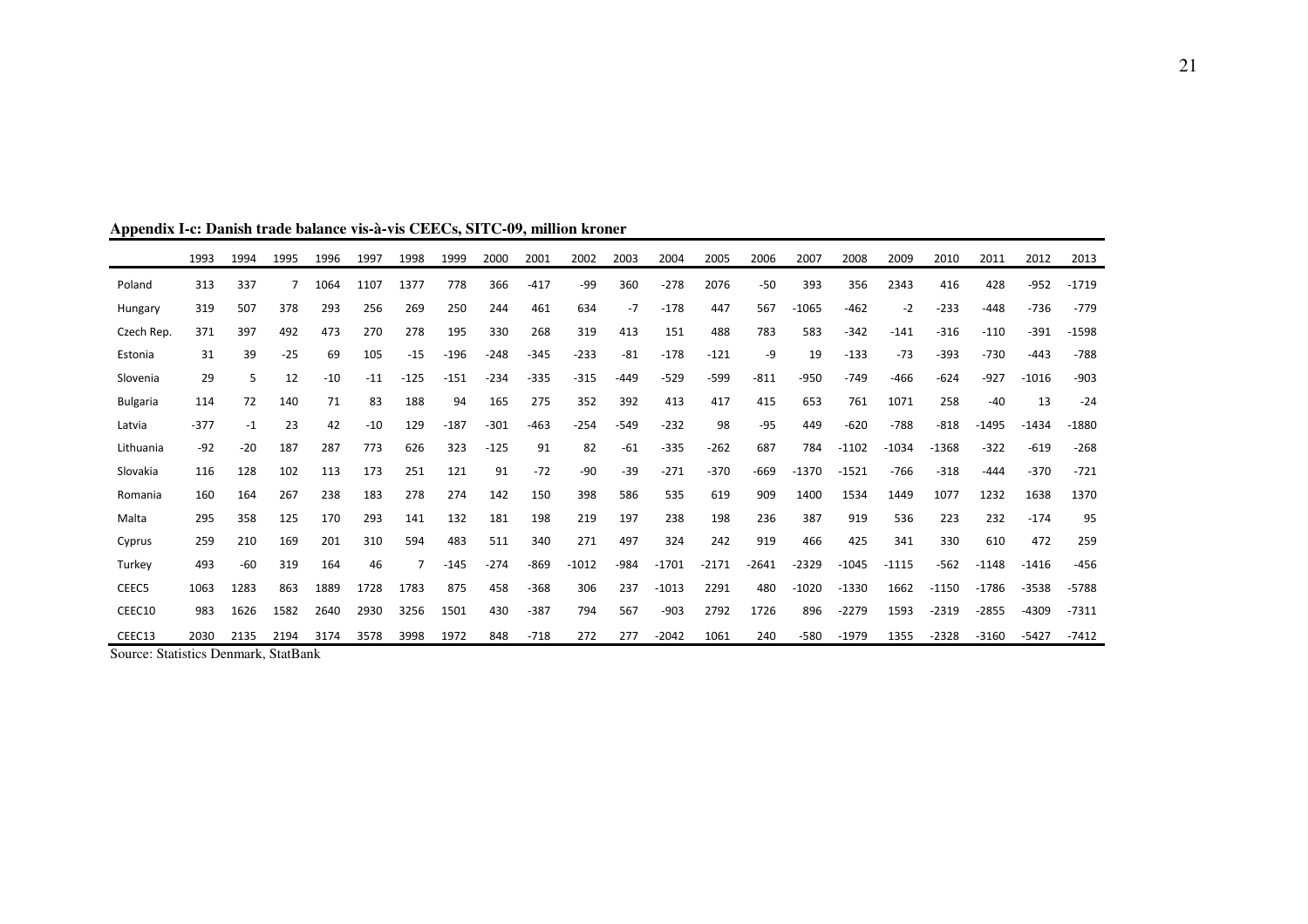**Appendix I-c: Danish trade balance vis-à-vis CEECs, SITC-09, million kroner**

| | 1993 | 1994 | 1995 | 1996 | 1997 | 1998 | 1999 | 2000 | 2001 | 2002 | 2003 | 2004 | 2005 | 2006 | 2007 | 2008 | 2009 | 2010 | 2011 | 2012 | 2013 |
|---|---|---|---|---|---|---|---|---|---|---|---|---|---|---|---|---|---|---|---|---|---|
| Poland | 313 | 337 | 7 | 1064 | 1107 | 1377 | 778 | 366 | -417 | -99 | 360 | -278 | 2076 | -50 | 393 | 356 | 2343 | 416 | 428 | -952 | -1719 |
| Hungary | 319 | 507 | 378 | 293 | 256 | 269 | 250 | 244 | 461 | 634 | -7 | -178 | 447 | 567 | -1065 | -462 | -2 | -233 | -448 | -736 | -779 |
| Czech Rep. | 371 | 397 | 492 | 473 | 270 | 278 | 195 | 330 | 268 | 319 | 413 | 151 | 488 | 783 | 583 | -342 | -141 | -316 | -110 | -391 | -1598 |
| Estonia | 31 | 39 | -25 | 69 | 105 | -15 | -196 | -248 | -345 | -233 | -81 | -178 | -121 | -9 | 19 | -133 | -73 | -393 | -730 | -443 | -788 |
| Slovenia | 29 | 5 | 12 | -10 | -11 | -125 | -151 | -234 | -335 | -315 | -449 | -529 | -599 | -811 | -950 | -749 | -466 | -624 | -927 | -1016 | -903 |
| Bulgaria | 114 | 72 | 140 | 71 | 83 | 188 | 94 | 165 | 275 | 352 | 392 | 413 | 417 | 415 | 653 | 761 | 1071 | 258 | -40 | 13 | -24 |
| Latvia | -377 | -1 | 23 | 42 | -10 | 129 | -187 | -301 | -463 | -254 | -549 | -232 | 98 | -95 | 449 | -620 | -788 | -818 | -1495 | -1434 | -1880 |
| Lithuania | -92 | -20 | 187 | 287 | 773 | 626 | 323 | -125 | 91 | 82 | -61 | -335 | -262 | 687 | 784 | -1102 | -1034 | -1368 | -322 | -619 | -268 |
| Slovakia | 116 | 128 | 102 | 113 | 173 | 251 | 121 | 91 | -72 | -90 | -39 | -271 | -370 | -669 | -1370 | -1521 | -766 | -318 | -444 | -370 | -721 |
| Romania | 160 | 164 | 267 | 238 | 183 | 278 | 274 | 142 | 150 | 398 | 586 | 535 | 619 | 909 | 1400 | 1534 | 1449 | 1077 | 1232 | 1638 | 1370 |
| Malta | 295 | 358 | 125 | 170 | 293 | 141 | 132 | 181 | 198 | 219 | 197 | 238 | 198 | 236 | 387 | 919 | 536 | 223 | 232 | -174 | 95 |
| Cyprus | 259 | 210 | 169 | 201 | 310 | 594 | 483 | 511 | 340 | 271 | 497 | 324 | 242 | 919 | 466 | 425 | 341 | 330 | 610 | 472 | 259 |
| Turkey | 493 | -60 | 319 | 164 | 46 | 7 | -145 | -274 | -869 | -1012 | -984 | -1701 | -2171 | -2641 | -2329 | -1045 | -1115 | -562 | -1148 | -1416 | -456 |
| CEEC5 | 1063 | 1283 | 863 | 1889 | 1728 | 1783 | 875 | 458 | -368 | 306 | 237 | -1013 | 2291 | 480 | -1020 | -1330 | 1662 | -1150 | -1786 | -3538 | -5788 |
| CEEC10 | 983 | 1626 | 1582 | 2640 | 2930 | 3256 | 1501 | 430 | -387 | 794 | 567 | -903 | 2792 | 1726 | 896 | -2279 | 1593 | -2319 | -2855 | -4309 | -7311 |
| CEEC13 | 2030 | 2135 | 2194 | 3174 | 3578 | 3998 | 1972 | 848 | -718 | 272 | 277 | -2042 | 1061 | 240 | -580 | -1979 | 1355 | -2328 | -3160 | -5427 | -7412 |

Source: Statistics Denmark, StatBank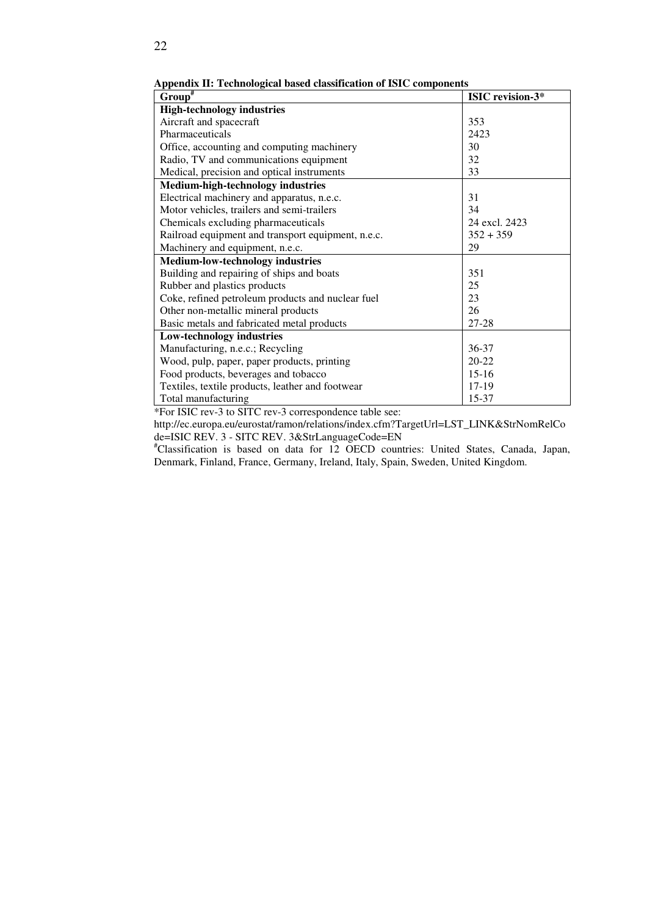**Appendix II: Technological based classification of ISIC components**

| Group[#] | ISIC revision-3* |
|---|---|
| **High-technology industries** | |
| Aircraft and spacecraft | 353 |
| Pharmaceuticals | 2423 |
| Office, accounting and computing machinery | 30 |
| Radio, TV and communications equipment | 32 |
| Medical, precision and optical instruments | 33 |
| **Medium-high-technology industries** | |
| Electrical machinery and apparatus, n.e.c. | 31 |
| Motor vehicles, trailers and semi-trailers | 34 |
| Chemicals excluding pharmaceuticals | 24 excl. 2423 |
| Railroad equipment and transport equipment, n.e.c. | 352 + 359 |
| Machinery and equipment, n.e.c. | 29 |
| **Medium-low-technology industries** | |
| Building and repairing of ships and boats | 351 |
| Rubber and plastics products | 25 |
| Coke, refined petroleum products and nuclear fuel | 23 |
| Other non-metallic mineral products | 26 |
| Basic metals and fabricated metal products | 27-28 |
| **Low-technology industries** | |
| Manufacturing, n.e.c.; Recycling | 36-37 |
| Wood, pulp, paper, paper products, printing | 20-22 |
| Food products, beverages and tobacco | 15-16 |
| Textiles, textile products, leather and footwear | 17-19 |
| Total manufacturing | 15-37 |

*For ISIC rev-3 to SITC rev-3 correspondence table see:
http://ec.europa.eu/eurostat/ramon/relations/index.cfm?TargetUrl=LST_LINK&StrNomRelCode=ISIC REV. 3 - SITC REV. 3&StrLanguageCode=EN

[#]Classification is based on data for 12 OECD countries: United States, Canada, Japan, Denmark, Finland, France, Germany, Ireland, Italy, Spain, Sweden, United Kingdom.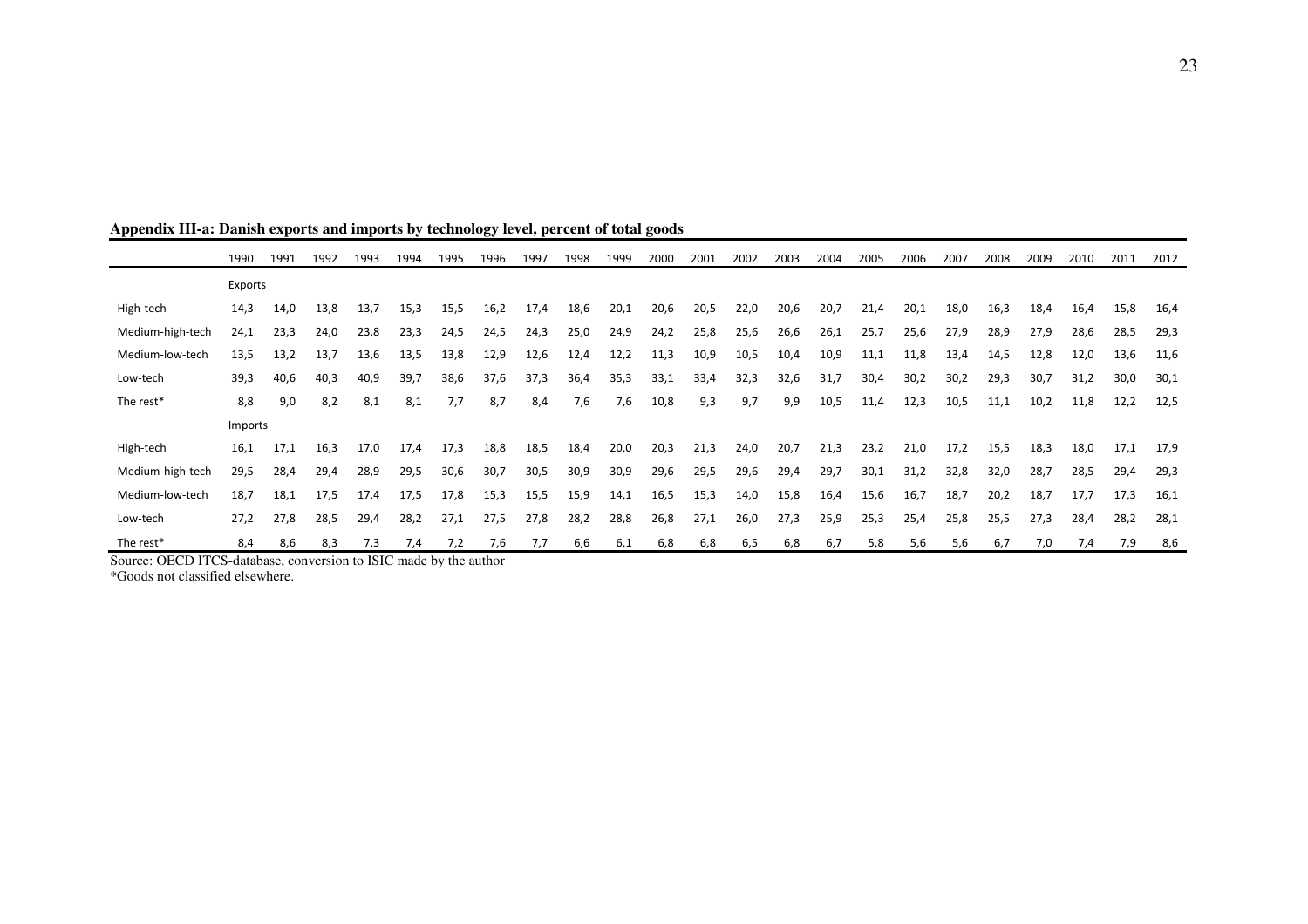**Appendix III-a: Danish exports and imports by technology level, percent of total goods**

| | 1990 | 1991 | 1992 | 1993 | 1994 | 1995 | 1996 | 1997 | 1998 | 1999 | 2000 | 2001 | 2002 | 2003 | 2004 | 2005 | 2006 | 2007 | 2008 | 2009 | 2010 | 2011 | 2012 |
|---|---|---|---|---|---|---|---|---|---|---|---|---|---|---|---|---|---|---|---|---|---|---|---|
| | Exports | | | | | | | | | | | | | | | | | | | | | | |
| High-tech | 14,3 | 14,0 | 13,8 | 13,7 | 15,3 | 15,5 | 16,2 | 17,4 | 18,6 | 20,1 | 20,6 | 20,5 | 22,0 | 20,6 | 20,7 | 21,4 | 20,1 | 18,0 | 16,3 | 18,4 | 16,4 | 15,8 | 16,4 |
| Medium-high-tech | 24,1 | 23,3 | 24,0 | 23,8 | 23,3 | 24,5 | 24,5 | 24,3 | 25,0 | 24,9 | 24,2 | 25,8 | 25,6 | 26,6 | 26,1 | 25,7 | 25,6 | 27,9 | 28,9 | 27,9 | 28,6 | 28,5 | 29,3 |
| Medium-low-tech | 13,5 | 13,2 | 13,7 | 13,6 | 13,5 | 13,8 | 12,9 | 12,6 | 12,4 | 12,2 | 11,3 | 10,9 | 10,5 | 10,4 | 10,9 | 11,1 | 11,8 | 13,4 | 14,5 | 12,8 | 12,0 | 13,6 | 11,6 |
| Low-tech | 39,3 | 40,6 | 40,3 | 40,9 | 39,7 | 38,6 | 37,6 | 37,3 | 36,4 | 35,3 | 33,1 | 33,4 | 32,3 | 32,6 | 31,7 | 30,4 | 30,2 | 30,2 | 29,3 | 30,7 | 31,2 | 30,0 | 30,1 |
| The rest* | 8,8 | 9,0 | 8,2 | 8,1 | 8,1 | 7,7 | 8,7 | 8,4 | 7,6 | 7,6 | 10,8 | 9,3 | 9,7 | 9,9 | 10,5 | 11,4 | 12,3 | 10,5 | 11,1 | 10,2 | 11,8 | 12,2 | 12,5 |
| | Imports | | | | | | | | | | | | | | | | | | | | | | |
| High-tech | 16,1 | 17,1 | 16,3 | 17,0 | 17,4 | 17,3 | 18,8 | 18,5 | 18,4 | 20,0 | 20,3 | 21,3 | 24,0 | 20,7 | 21,3 | 23,2 | 21,0 | 17,2 | 15,5 | 18,3 | 18,0 | 17,1 | 17,9 |
| Medium-high-tech | 29,5 | 28,4 | 29,4 | 28,9 | 29,5 | 30,6 | 30,7 | 30,5 | 30,9 | 30,9 | 29,6 | 29,5 | 29,6 | 29,4 | 29,7 | 30,1 | 31,2 | 32,8 | 32,0 | 28,7 | 28,5 | 29,4 | 29,3 |
| Medium-low-tech | 18,7 | 18,1 | 17,5 | 17,4 | 17,5 | 17,8 | 15,3 | 15,5 | 15,9 | 14,1 | 16,5 | 15,3 | 14,0 | 15,8 | 16,4 | 15,6 | 16,7 | 18,7 | 20,2 | 18,7 | 17,7 | 17,3 | 16,1 |
| Low-tech | 27,2 | 27,8 | 28,5 | 29,4 | 28,2 | 27,1 | 27,5 | 27,8 | 28,2 | 28,8 | 26,8 | 27,1 | 26,0 | 27,3 | 25,9 | 25,3 | 25,4 | 25,8 | 25,5 | 27,3 | 28,4 | 28,2 | 28,1 |
| The rest* | 8,4 | 8,6 | 8,3 | 7,3 | 7,4 | 7,2 | 7,6 | 7,7 | 6,6 | 6,1 | 6,8 | 6,8 | 6,5 | 6,8 | 6,7 | 5,8 | 5,6 | 5,6 | 6,7 | 7,0 | 7,4 | 7,9 | 8,6 |

Source: OECD ITCS-database, conversion to ISIC made by the author

*Goods not classified elsewhere.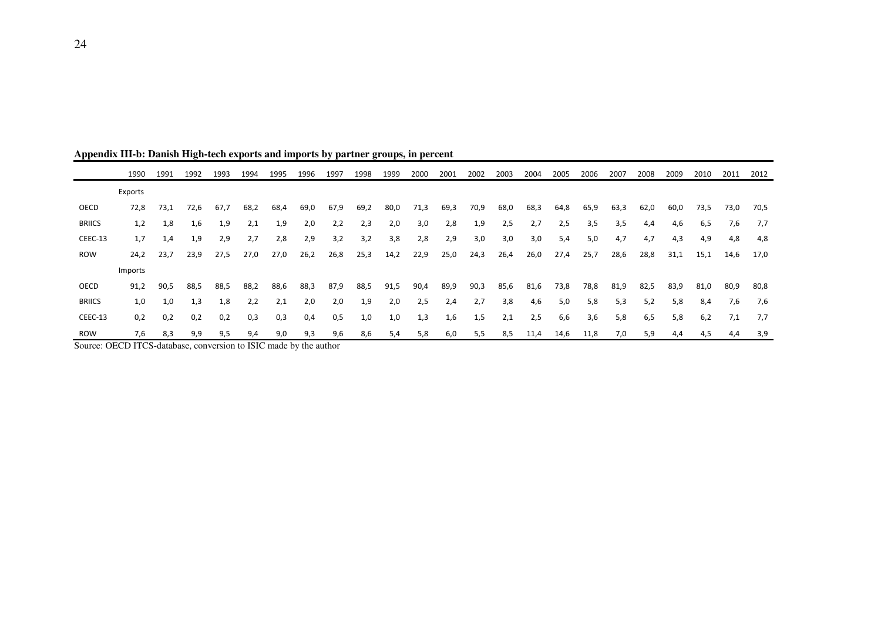**Appendix III-b: Danish High-tech exports and imports by partner groups, in percent**

| | 1990 | 1991 | 1992 | 1993 | 1994 | 1995 | 1996 | 1997 | 1998 | 1999 | 2000 | 2001 | 2002 | 2003 | 2004 | 2005 | 2006 | 2007 | 2008 | 2009 | 2010 | 2011 | 2012 |
|---|---|---|---|---|---|---|---|---|---|---|---|---|---|---|---|---|---|---|---|---|---|---|---|
| | Exports | | | | | | | | | | | | | | | | | | | | | | |
| OECD | 72,8 | 73,1 | 72,6 | 67,7 | 68,2 | 68,4 | 69,0 | 67,9 | 69,2 | 80,0 | 71,3 | 69,3 | 70,9 | 68,0 | 68,3 | 64,8 | 65,9 | 63,3 | 62,0 | 60,0 | 73,5 | 73,0 | 70,5 |
| BRIICS | 1,2 | 1,8 | 1,6 | 1,9 | 2,1 | 1,9 | 2,0 | 2,2 | 2,3 | 2,0 | 3,0 | 2,8 | 1,9 | 2,5 | 2,7 | 2,5 | 3,5 | 3,5 | 4,4 | 4,6 | 6,5 | 7,6 | 7,7 |
| CEEC-13 | 1,7 | 1,4 | 1,9 | 2,9 | 2,7 | 2,8 | 2,9 | 3,2 | 3,2 | 3,8 | 2,8 | 2,9 | 3,0 | 3,0 | 3,0 | 5,4 | 5,0 | 4,7 | 4,7 | 4,3 | 4,9 | 4,8 | 4,8 |
| ROW | 24,2 | 23,7 | 23,9 | 27,5 | 27,0 | 27,0 | 26,2 | 26,8 | 25,3 | 14,2 | 22,9 | 25,0 | 24,3 | 26,4 | 26,0 | 27,4 | 25,7 | 28,6 | 28,8 | 31,1 | 15,1 | 14,6 | 17,0 |
| | Imports | | | | | | | | | | | | | | | | | | | | | | |
| OECD | 91,2 | 90,5 | 88,5 | 88,5 | 88,2 | 88,6 | 88,3 | 87,9 | 88,5 | 91,5 | 90,4 | 89,9 | 90,3 | 85,6 | 81,6 | 73,8 | 78,8 | 81,9 | 82,5 | 83,9 | 81,0 | 80,9 | 80,8 |
| BRIICS | 1,0 | 1,0 | 1,3 | 1,8 | 2,2 | 2,1 | 2,0 | 2,0 | 1,9 | 2,0 | 2,5 | 2,4 | 2,7 | 3,8 | 4,6 | 5,0 | 5,8 | 5,3 | 5,2 | 5,8 | 8,4 | 7,6 | 7,6 |
| CEEC-13 | 0,2 | 0,2 | 0,2 | 0,2 | 0,3 | 0,3 | 0,4 | 0,5 | 1,0 | 1,0 | 1,3 | 1,6 | 1,5 | 2,1 | 2,5 | 6,6 | 3,6 | 5,8 | 6,5 | 5,8 | 6,2 | 7,1 | 7,7 |
| ROW | 7,6 | 8,3 | 9,9 | 9,5 | 9,4 | 9,0 | 9,3 | 9,6 | 8,6 | 5,4 | 5,8 | 6,0 | 5,5 | 8,5 | 11,4 | 14,6 | 11,8 | 7,0 | 5,9 | 4,4 | 4,5 | 4,4 | 3,9 |

Source: OECD ITCS-database, conversion to ISIC made by the author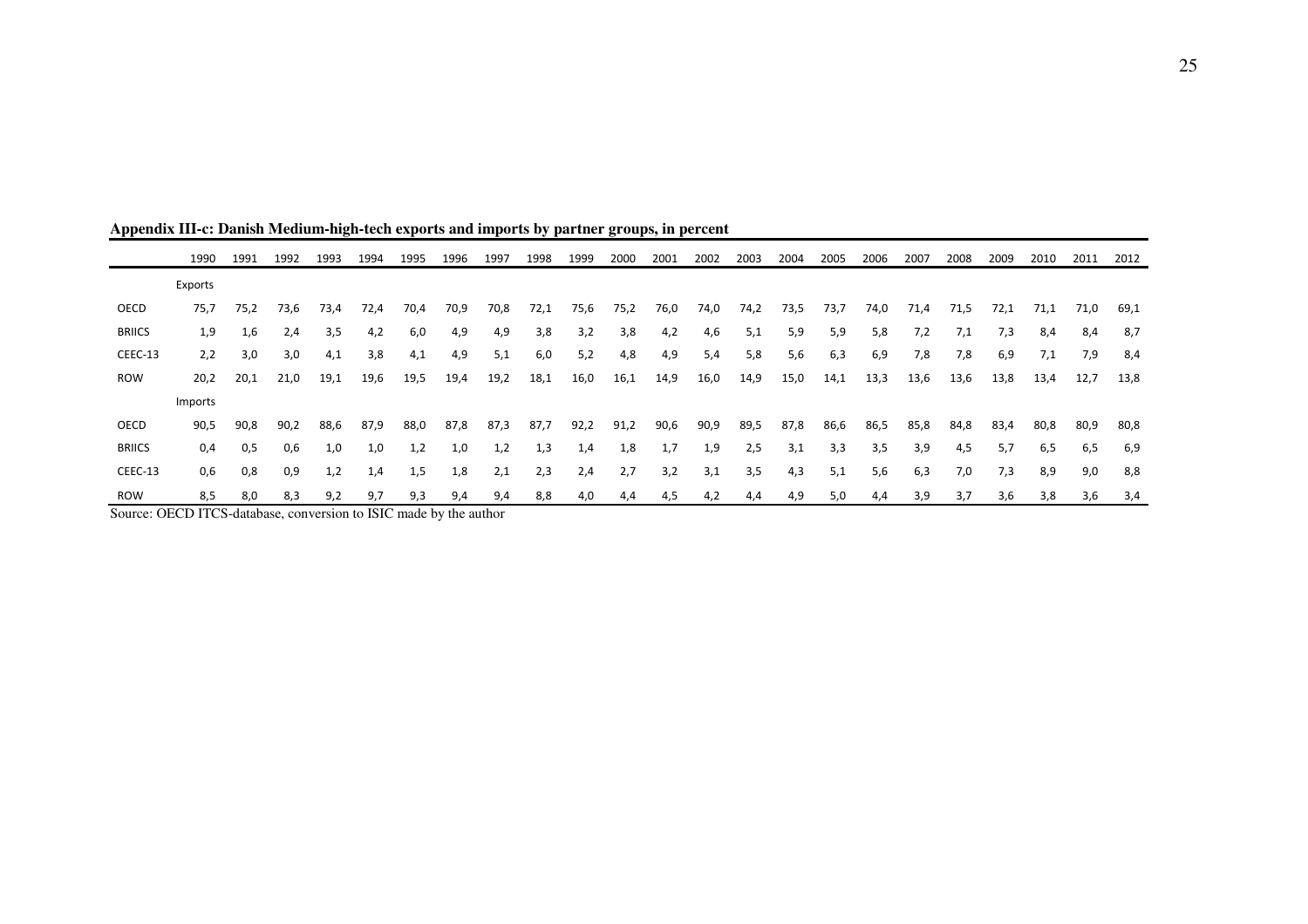**Appendix III-c: Danish Medium-high-tech exports and imports by partner groups, in percent**

| | 1990 | 1991 | 1992 | 1993 | 1994 | 1995 | 1996 | 1997 | 1998 | 1999 | 2000 | 2001 | 2002 | 2003 | 2004 | 2005 | 2006 | 2007 | 2008 | 2009 | 2010 | 2011 | 2012 |
|---|---|---|---|---|---|---|---|---|---|---|---|---|---|---|---|---|---|---|---|---|---|---|---|
| | Exports | | | | | | | | | | | | | | | | | | | | | | |
| OECD | 75,7 | 75,2 | 73,6 | 73,4 | 72,4 | 70,4 | 70,9 | 70,8 | 72,1 | 75,6 | 75,2 | 76,0 | 74,0 | 74,2 | 73,5 | 73,7 | 74,0 | 71,4 | 71,5 | 72,1 | 71,1 | 71,0 | 69,1 |
| BRIICS | 1,9 | 1,6 | 2,4 | 3,5 | 4,2 | 6,0 | 4,9 | 4,9 | 3,8 | 3,2 | 3,8 | 4,2 | 4,6 | 5,1 | 5,9 | 5,9 | 5,8 | 7,2 | 7,1 | 7,3 | 8,4 | 8,4 | 8,7 |
| CEEC-13 | 2,2 | 3,0 | 3,0 | 4,1 | 3,8 | 4,1 | 4,9 | 5,1 | 6,0 | 5,2 | 4,8 | 4,9 | 5,4 | 5,8 | 5,6 | 6,3 | 6,9 | 7,8 | 7,8 | 6,9 | 7,1 | 7,9 | 8,4 |
| ROW | 20,2 | 20,1 | 21,0 | 19,1 | 19,6 | 19,5 | 19,4 | 19,2 | 18,1 | 16,0 | 16,1 | 14,9 | 16,0 | 14,9 | 15,0 | 14,1 | 13,3 | 13,6 | 13,6 | 13,8 | 13,4 | 12,7 | 13,8 |
| | Imports | | | | | | | | | | | | | | | | | | | | | | |
| OECD | 90,5 | 90,8 | 90,2 | 88,6 | 87,9 | 88,0 | 87,8 | 87,3 | 87,7 | 92,2 | 91,2 | 90,6 | 90,9 | 89,5 | 87,8 | 86,6 | 86,5 | 85,8 | 84,8 | 83,4 | 80,8 | 80,9 | 80,8 |
| BRIICS | 0,4 | 0,5 | 0,6 | 1,0 | 1,0 | 1,2 | 1,0 | 1,2 | 1,3 | 1,4 | 1,8 | 1,7 | 1,9 | 2,5 | 3,1 | 3,3 | 3,5 | 3,9 | 4,5 | 5,7 | 6,5 | 6,5 | 6,9 |
| CEEC-13 | 0,6 | 0,8 | 0,9 | 1,2 | 1,4 | 1,5 | 1,8 | 2,1 | 2,3 | 2,4 | 2,7 | 3,2 | 3,1 | 3,5 | 4,3 | 5,1 | 5,6 | 6,3 | 7,0 | 7,3 | 8,9 | 9,0 | 8,8 |
| ROW | 8,5 | 8,0 | 8,3 | 9,2 | 9,7 | 9,3 | 9,4 | 9,4 | 8,8 | 4,0 | 4,4 | 4,5 | 4,2 | 4,4 | 4,9 | 5,0 | 4,4 | 3,9 | 3,7 | 3,6 | 3,8 | 3,6 | 3,4 |

Source: OECD ITCS-database, conversion to ISIC made by the author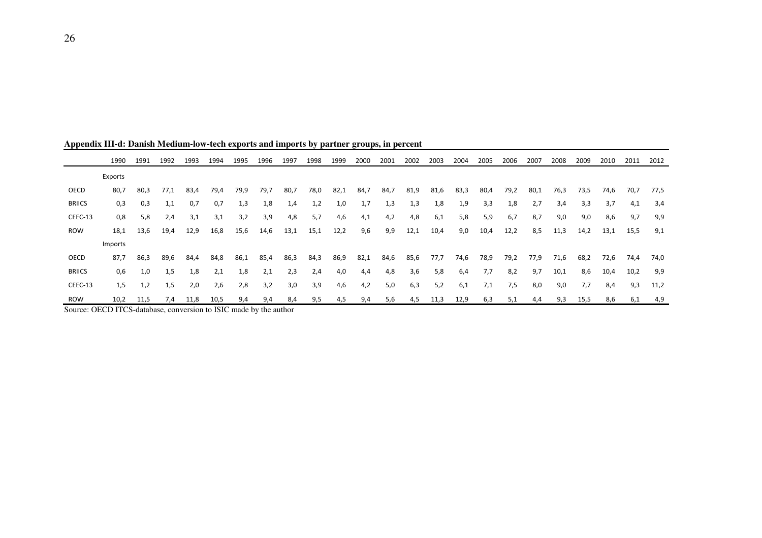**Appendix III-d: Danish Medium-low-tech exports and imports by partner groups, in percent**

| | 1990 | 1991 | 1992 | 1993 | 1994 | 1995 | 1996 | 1997 | 1998 | 1999 | 2000 | 2001 | 2002 | 2003 | 2004 | 2005 | 2006 | 2007 | 2008 | 2009 | 2010 | 2011 | 2012 |
|---|---|---|---|---|---|---|---|---|---|---|---|---|---|---|---|---|---|---|---|---|---|---|---|
| | Exports | | | | | | | | | | | | | | | | | | | | | | |
| OECD | 80,7 | 80,3 | 77,1 | 83,4 | 79,4 | 79,9 | 79,7 | 80,7 | 78,0 | 82,1 | 84,7 | 84,7 | 81,9 | 81,6 | 83,3 | 80,4 | 79,2 | 80,1 | 76,3 | 73,5 | 74,6 | 70,7 | 77,5 |
| BRIICS | 0,3 | 0,3 | 1,1 | 0,7 | 0,7 | 1,3 | 1,8 | 1,4 | 1,2 | 1,0 | 1,7 | 1,3 | 1,3 | 1,8 | 1,9 | 3,3 | 1,8 | 2,7 | 3,4 | 3,3 | 3,7 | 4,1 | 3,4 |
| CEEC-13 | 0,8 | 5,8 | 2,4 | 3,1 | 3,1 | 3,2 | 3,9 | 4,8 | 5,7 | 4,6 | 4,1 | 4,2 | 4,8 | 6,1 | 5,8 | 5,9 | 6,7 | 8,7 | 9,0 | 9,0 | 8,6 | 9,7 | 9,9 |
| ROW | 18,1 | 13,6 | 19,4 | 12,9 | 16,8 | 15,6 | 14,6 | 13,1 | 15,1 | 12,2 | 9,6 | 9,9 | 12,1 | 10,4 | 9,0 | 10,4 | 12,2 | 8,5 | 11,3 | 14,2 | 13,1 | 15,5 | 9,1 |
| | Imports | | | | | | | | | | | | | | | | | | | | | | |
| OECD | 87,7 | 86,3 | 89,6 | 84,4 | 84,8 | 86,1 | 85,4 | 86,3 | 84,3 | 86,9 | 82,1 | 84,6 | 85,6 | 77,7 | 74,6 | 78,9 | 79,2 | 77,9 | 71,6 | 68,2 | 72,6 | 74,4 | 74,0 |
| BRIICS | 0,6 | 1,0 | 1,5 | 1,8 | 2,1 | 1,8 | 2,1 | 2,3 | 2,4 | 4,0 | 4,4 | 4,8 | 3,6 | 5,8 | 6,4 | 7,7 | 8,2 | 9,7 | 10,1 | 8,6 | 10,4 | 10,2 | 9,9 |
| CEEC-13 | 1,5 | 1,2 | 1,5 | 2,0 | 2,6 | 2,8 | 3,2 | 3,0 | 3,9 | 4,6 | 4,2 | 5,0 | 6,3 | 5,2 | 6,1 | 7,1 | 7,5 | 8,0 | 9,0 | 7,7 | 8,4 | 9,3 | 11,2 |
| ROW | 10,2 | 11,5 | 7,4 | 11,8 | 10,5 | 9,4 | 9,4 | 8,4 | 9,5 | 4,5 | 9,4 | 5,6 | 4,5 | 11,3 | 12,9 | 6,3 | 5,1 | 4,4 | 9,3 | 15,5 | 8,6 | 6,1 | 4,9 |

Source: OECD ITCS-database, conversion to ISIC made by the author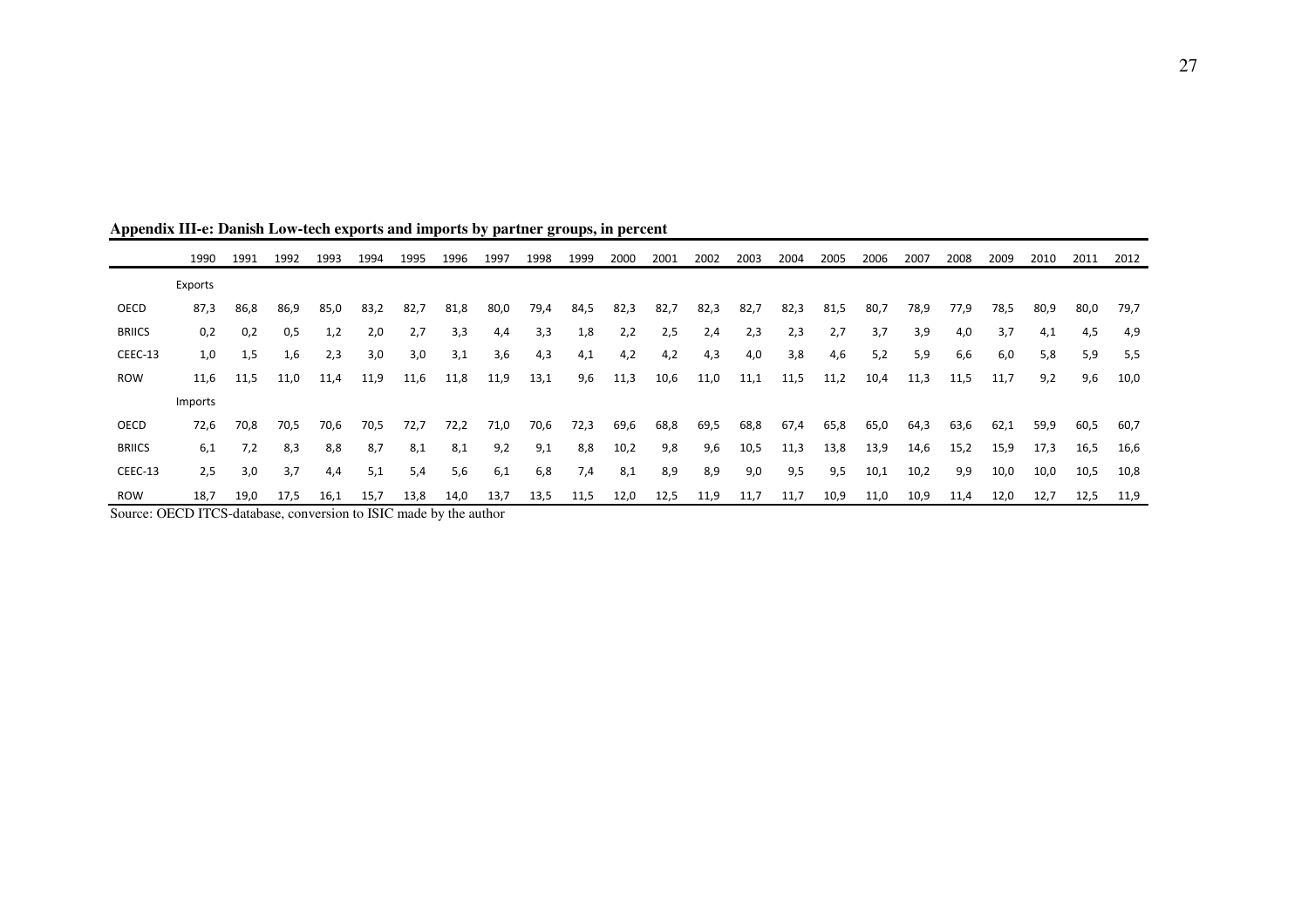**Appendix III-e: Danish Low-tech exports and imports by partner groups, in percent**

| | 1990 | 1991 | 1992 | 1993 | 1994 | 1995 | 1996 | 1997 | 1998 | 1999 | 2000 | 2001 | 2002 | 2003 | 2004 | 2005 | 2006 | 2007 | 2008 | 2009 | 2010 | 2011 | 2012 |
|---|---|---|---|---|---|---|---|---|---|---|---|---|---|---|---|---|---|---|---|---|---|---|---|
| | Exports | | | | | | | | | | | | | | | | | | | | | | |
| OECD | 87,3 | 86,8 | 86,9 | 85,0 | 83,2 | 82,7 | 81,8 | 80,0 | 79,4 | 84,5 | 82,3 | 82,7 | 82,3 | 82,7 | 82,3 | 81,5 | 80,7 | 78,9 | 77,9 | 78,5 | 80,9 | 80,0 | 79,7 |
| BRIICS | 0,2 | 0,2 | 0,5 | 1,2 | 2,0 | 2,7 | 3,3 | 4,4 | 3,3 | 1,8 | 2,2 | 2,5 | 2,4 | 2,3 | 2,3 | 2,7 | 3,7 | 3,9 | 4,0 | 3,7 | 4,1 | 4,5 | 4,9 |
| CEEC-13 | 1,0 | 1,5 | 1,6 | 2,3 | 3,0 | 3,0 | 3,1 | 3,6 | 4,3 | 4,1 | 4,2 | 4,2 | 4,3 | 4,0 | 3,8 | 4,6 | 5,2 | 5,9 | 6,6 | 6,0 | 5,8 | 5,9 | 5,5 |
| ROW | 11,6 | 11,5 | 11,0 | 11,4 | 11,9 | 11,6 | 11,8 | 11,9 | 13,1 | 9,6 | 11,3 | 10,6 | 11,0 | 11,1 | 11,5 | 11,2 | 10,4 | 11,3 | 11,5 | 11,7 | 9,2 | 9,6 | 10,0 |
| | Imports | | | | | | | | | | | | | | | | | | | | | | |
| OECD | 72,6 | 70,8 | 70,5 | 70,6 | 70,5 | 72,7 | 72,2 | 71,0 | 70,6 | 72,3 | 69,6 | 68,8 | 69,5 | 68,8 | 67,4 | 65,8 | 65,0 | 64,3 | 63,6 | 62,1 | 59,9 | 60,5 | 60,7 |
| BRIICS | 6,1 | 7,2 | 8,3 | 8,8 | 8,7 | 8,1 | 8,1 | 9,2 | 9,1 | 8,8 | 10,2 | 9,8 | 9,6 | 10,5 | 11,3 | 13,8 | 13,9 | 14,6 | 15,2 | 15,9 | 17,3 | 16,5 | 16,6 |
| CEEC-13 | 2,5 | 3,0 | 3,7 | 4,4 | 5,1 | 5,4 | 5,6 | 6,1 | 6,8 | 7,4 | 8,1 | 8,9 | 8,9 | 9,0 | 9,5 | 9,5 | 10,1 | 10,2 | 9,9 | 10,0 | 10,0 | 10,5 | 10,8 |
| ROW | 18,7 | 19,0 | 17,5 | 16,1 | 15,7 | 13,8 | 14,0 | 13,7 | 13,5 | 11,5 | 12,0 | 12,5 | 11,9 | 11,7 | 11,7 | 10,9 | 11,0 | 10,9 | 11,4 | 12,0 | 12,7 | 12,5 | 11,9 |

Source: OECD ITCS-database, conversion to ISIC made by the author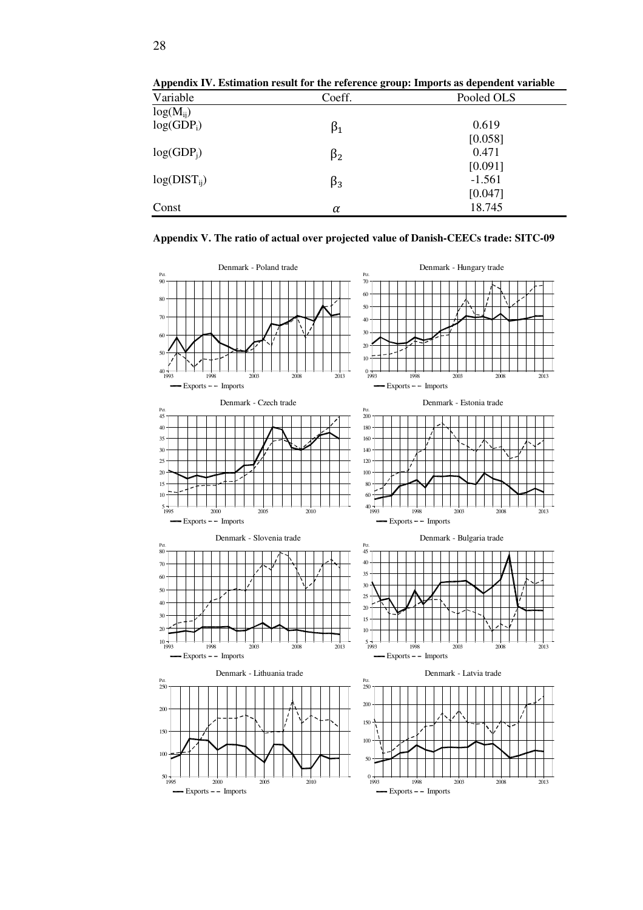**Appendix IV. Estimation result for the reference group: Imports as dependent variable**

| Variable | Coeff. | Pooled OLS |
|---|---|---|
| $\log(M_{ij})$ | | |
| $\log(GDP_i)$ | $\beta_1$ | 0.619 |
| | | [0.058] |
| $\log(GDP_j)$ | $\beta_2$ | 0.471 |
| | | [0.091] |
| $\log(DIST_{ij})$ | $\beta_3$ | -1.561 |
| | | [0.047] |
| Const | $\alpha$ | 18.745 |

**Appendix V. The ratio of actual over projected value of Danish-CEECs trade: SITC-09**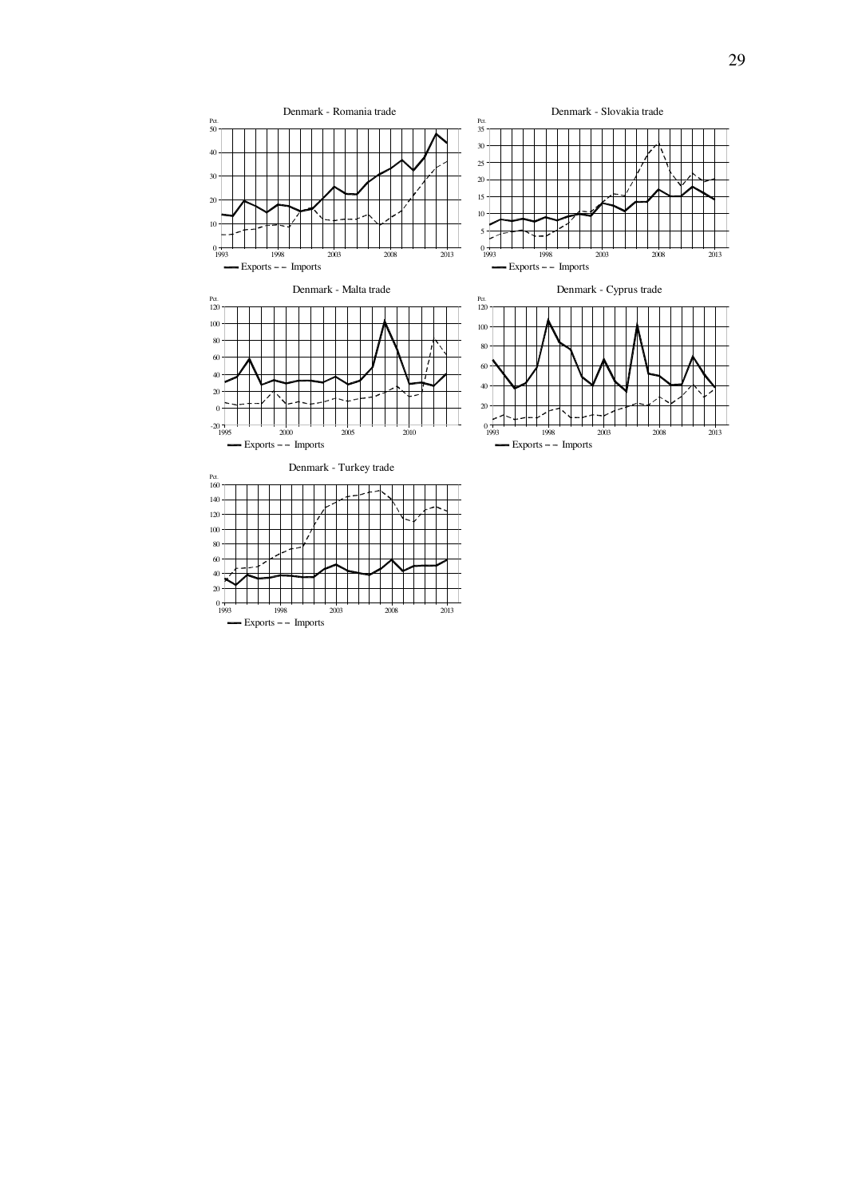Denmark - Romania trade

Pct.

50
40
30
20
10
0

1993 1998 2003 2008 2013

Exports – – Imports

Denmark - Slovakia trade

Pct.

35
30
25
20
15
10
5
0

1993 1998 2003 2008 2013

Exports – – Imports

Denmark - Malta trade

Pct.

120
100
80
60
40
20
0
-20

1995 2000 2005 2010

Exports – – Imports

Denmark - Cyprus trade

Pct.

120
100
80
60
40
20
0

1993 1998 2003 2008 2013

Exports – – Imports

Denmark - Turkey trade

Pct.

160
140
120
100
80
60
40
20
0

1993 1998 2003 2008 2013

Exports – – Imports